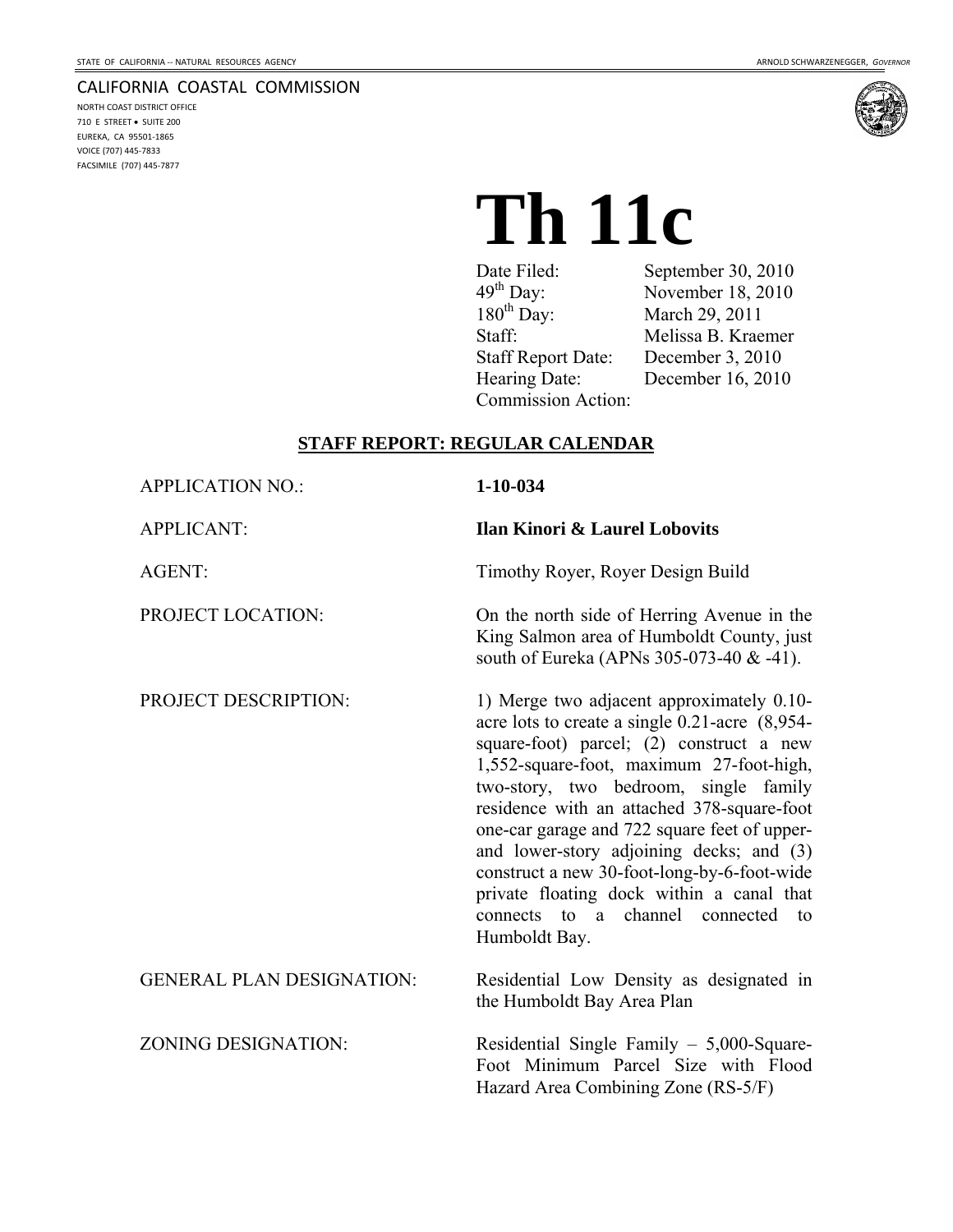STATE OF CALIFORNIA -- NATURAL RESOURCES AGENCY

ARNOLD SCHWARZENEGGER, *GOVERNOR*

CALIFORNIA COASTAL COMMISSION

NORTH COAST DISTRICT OFFICE
710 E STREET • SUITE 200
EUREKA, CA 95501-1865
VOICE (707) 445-7833
FACSIMILE (707) 445-7877

# Th 11c

| | |
|---|---|
| Date Filed: | September 30, 2010 |
| 49th Day: | November 18, 2010 |
| 180th Day: | March 29, 2011 |
| Staff: | Melissa B. Kraemer |
| Staff Report Date: | December 3, 2010 |
| Hearing Date: | December 16, 2010 |
| Commission Action: | |

## STAFF REPORT: REGULAR CALENDAR

| | |
|---|---|
| APPLICATION NO.: | **1-10-034** |
| APPLICANT: | **Ilan Kinori & Laurel Lobovits** |
| AGENT: | Timothy Royer, Royer Design Build |
| PROJECT LOCATION: | On the north side of Herring Avenue in the King Salmon area of Humboldt County, just south of Eureka (APNs 305-073-40 & -41). |
| PROJECT DESCRIPTION: | 1) Merge two adjacent approximately 0.10-acre lots to create a single 0.21-acre (8,954-square-foot) parcel; (2) construct a new 1,552-square-foot, maximum 27-foot-high, two-story, two bedroom, single family residence with an attached 378-square-foot one-car garage and 722 square feet of upper- and lower-story adjoining decks; and (3) construct a new 30-foot-long-by-6-foot-wide private floating dock within a canal that connects to a channel connected to Humboldt Bay. |
| GENERAL PLAN DESIGNATION: | Residential Low Density as designated in the Humboldt Bay Area Plan |
| ZONING DESIGNATION: | Residential Single Family – 5,000-Square-Foot Minimum Parcel Size with Flood Hazard Area Combining Zone (RS-5/F) |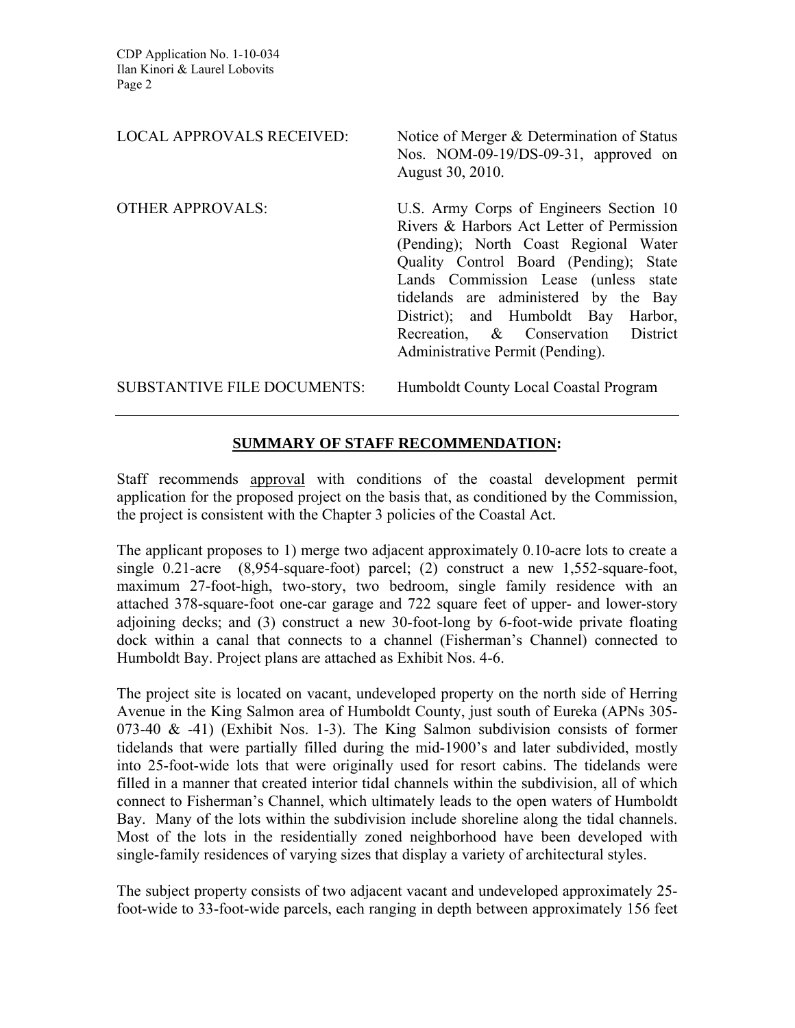LOCAL APPROVALS RECEIVED: Notice of Merger & Determination of Status Nos. NOM-09-19/DS-09-31, approved on August 30, 2010.

OTHER APPROVALS: U.S. Army Corps of Engineers Section 10 Rivers & Harbors Act Letter of Permission (Pending); North Coast Regional Water Quality Control Board (Pending); State Lands Commission Lease (unless state tidelands are administered by the Bay District); and Humboldt Bay Harbor, Recreation, & Conservation District Administrative Permit (Pending).

SUBSTANTIVE FILE DOCUMENTS: Humboldt County Local Coastal Program

---

## SUMMARY OF STAFF RECOMMENDATION:

Staff recommends approval with conditions of the coastal development permit application for the proposed project on the basis that, as conditioned by the Commission, the project is consistent with the Chapter 3 policies of the Coastal Act.

The applicant proposes to 1) merge two adjacent approximately 0.10-acre lots to create a single 0.21-acre (8,954-square-foot) parcel; (2) construct a new 1,552-square-foot, maximum 27-foot-high, two-story, two bedroom, single family residence with an attached 378-square-foot one-car garage and 722 square feet of upper- and lower-story adjoining decks; and (3) construct a new 30-foot-long by 6-foot-wide private floating dock within a canal that connects to a channel (Fisherman's Channel) connected to Humboldt Bay. Project plans are attached as Exhibit Nos. 4-6.

The project site is located on vacant, undeveloped property on the north side of Herring Avenue in the King Salmon area of Humboldt County, just south of Eureka (APNs 305-073-40 & -41) (Exhibit Nos. 1-3). The King Salmon subdivision consists of former tidelands that were partially filled during the mid-1900's and later subdivided, mostly into 25-foot-wide lots that were originally used for resort cabins. The tidelands were filled in a manner that created interior tidal channels within the subdivision, all of which connect to Fisherman's Channel, which ultimately leads to the open waters of Humboldt Bay. Many of the lots within the subdivision include shoreline along the tidal channels. Most of the lots in the residentially zoned neighborhood have been developed with single-family residences of varying sizes that display a variety of architectural styles.

The subject property consists of two adjacent vacant and undeveloped approximately 25-foot-wide to 33-foot-wide parcels, each ranging in depth between approximately 156 feet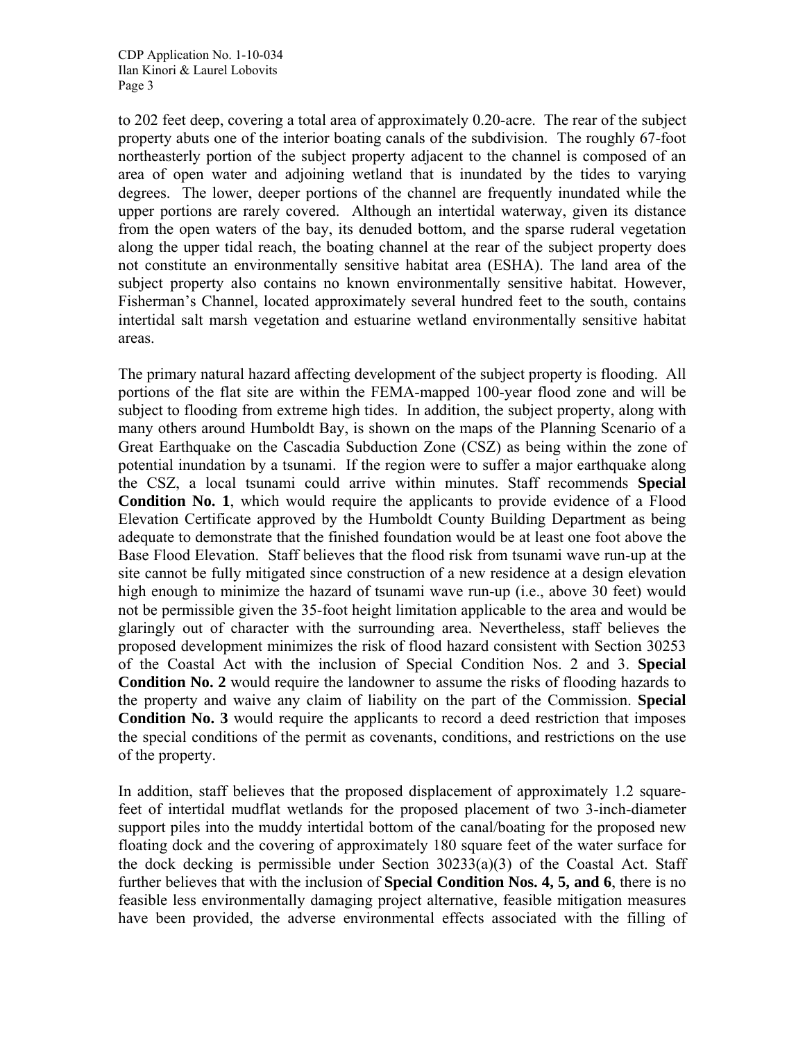to 202 feet deep, covering a total area of approximately 0.20-acre. The rear of the subject property abuts one of the interior boating canals of the subdivision. The roughly 67-foot northeasterly portion of the subject property adjacent to the channel is composed of an area of open water and adjoining wetland that is inundated by the tides to varying degrees. The lower, deeper portions of the channel are frequently inundated while the upper portions are rarely covered. Although an intertidal waterway, given its distance from the open waters of the bay, its denuded bottom, and the sparse ruderal vegetation along the upper tidal reach, the boating channel at the rear of the subject property does not constitute an environmentally sensitive habitat area (ESHA). The land area of the subject property also contains no known environmentally sensitive habitat. However, Fisherman's Channel, located approximately several hundred feet to the south, contains intertidal salt marsh vegetation and estuarine wetland environmentally sensitive habitat areas.

The primary natural hazard affecting development of the subject property is flooding. All portions of the flat site are within the FEMA-mapped 100-year flood zone and will be subject to flooding from extreme high tides. In addition, the subject property, along with many others around Humboldt Bay, is shown on the maps of the Planning Scenario of a Great Earthquake on the Cascadia Subduction Zone (CSZ) as being within the zone of potential inundation by a tsunami. If the region were to suffer a major earthquake along the CSZ, a local tsunami could arrive within minutes. Staff recommends **Special Condition No. 1**, which would require the applicants to provide evidence of a Flood Elevation Certificate approved by the Humboldt County Building Department as being adequate to demonstrate that the finished foundation would be at least one foot above the Base Flood Elevation. Staff believes that the flood risk from tsunami wave run-up at the site cannot be fully mitigated since construction of a new residence at a design elevation high enough to minimize the hazard of tsunami wave run-up (i.e., above 30 feet) would not be permissible given the 35-foot height limitation applicable to the area and would be glaringly out of character with the surrounding area. Nevertheless, staff believes the proposed development minimizes the risk of flood hazard consistent with Section 30253 of the Coastal Act with the inclusion of Special Condition Nos. 2 and 3. **Special Condition No. 2** would require the landowner to assume the risks of flooding hazards to the property and waive any claim of liability on the part of the Commission. **Special Condition No. 3** would require the applicants to record a deed restriction that imposes the special conditions of the permit as covenants, conditions, and restrictions on the use of the property.

In addition, staff believes that the proposed displacement of approximately 1.2 square-feet of intertidal mudflat wetlands for the proposed placement of two 3-inch-diameter support piles into the muddy intertidal bottom of the canal/boating for the proposed new floating dock and the covering of approximately 180 square feet of the water surface for the dock decking is permissible under Section 30233(a)(3) of the Coastal Act. Staff further believes that with the inclusion of **Special Condition Nos. 4, 5, and 6**, there is no feasible less environmentally damaging project alternative, feasible mitigation measures have been provided, the adverse environmental effects associated with the filling of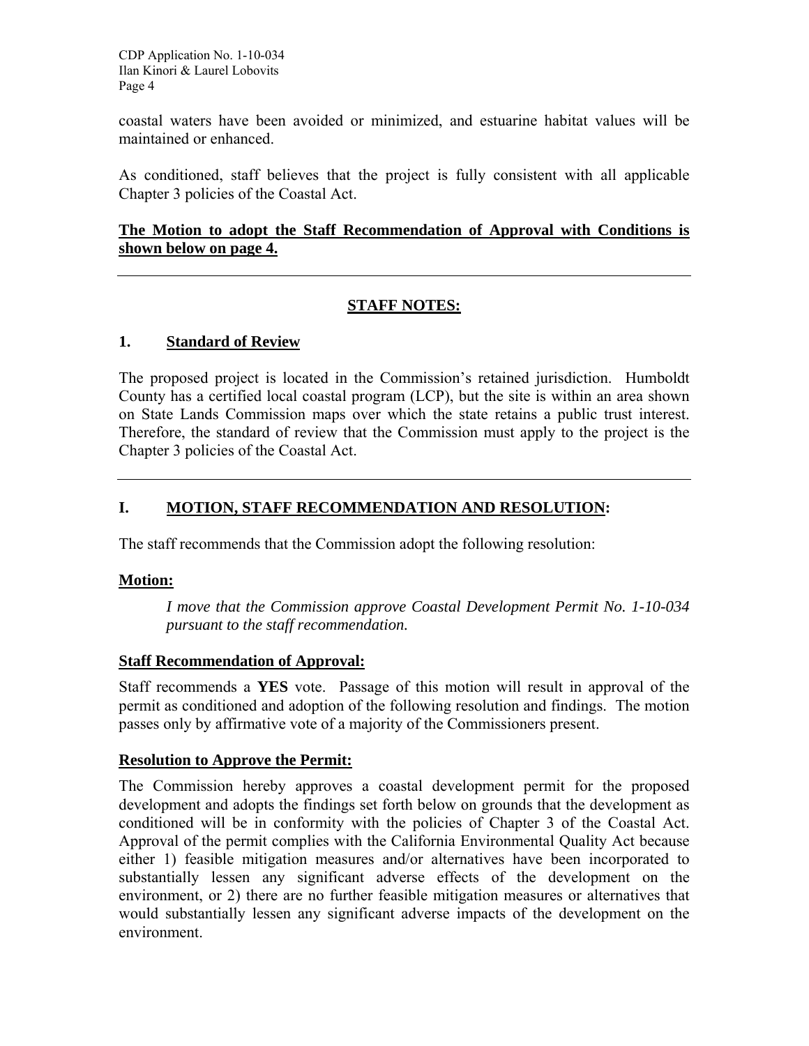coastal waters have been avoided or minimized, and estuarine habitat values will be maintained or enhanced.

As conditioned, staff believes that the project is fully consistent with all applicable Chapter 3 policies of the Coastal Act.

**The Motion to adopt the Staff Recommendation of Approval with Conditions is shown below on page 4.**

---

## STAFF NOTES:

### 1. Standard of Review

The proposed project is located in the Commission's retained jurisdiction. Humboldt County has a certified local coastal program (LCP), but the site is within an area shown on State Lands Commission maps over which the state retains a public trust interest. Therefore, the standard of review that the Commission must apply to the project is the Chapter 3 policies of the Coastal Act.

---

## I. MOTION, STAFF RECOMMENDATION AND RESOLUTION:

The staff recommends that the Commission adopt the following resolution:

**Motion:**

> *I move that the Commission approve Coastal Development Permit No. 1-10-034 pursuant to the staff recommendation.*

**Staff Recommendation of Approval:**

Staff recommends a **YES** vote. Passage of this motion will result in approval of the permit as conditioned and adoption of the following resolution and findings. The motion passes only by affirmative vote of a majority of the Commissioners present.

**Resolution to Approve the Permit:**

The Commission hereby approves a coastal development permit for the proposed development and adopts the findings set forth below on grounds that the development as conditioned will be in conformity with the policies of Chapter 3 of the Coastal Act. Approval of the permit complies with the California Environmental Quality Act because either 1) feasible mitigation measures and/or alternatives have been incorporated to substantially lessen any significant adverse effects of the development on the environment, or 2) there are no further feasible mitigation measures or alternatives that would substantially lessen any significant adverse impacts of the development on the environment.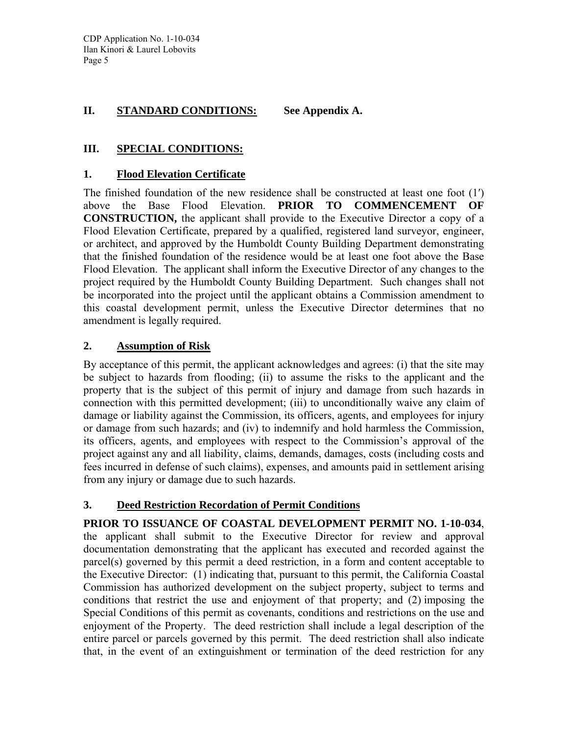## II. STANDARD CONDITIONS: See Appendix A.

## III. SPECIAL CONDITIONS:

### 1. Flood Elevation Certificate

The finished foundation of the new residence shall be constructed at least one foot (1′) above the Base Flood Elevation. **PRIOR TO COMMENCEMENT OF CONSTRUCTION,** the applicant shall provide to the Executive Director a copy of a Flood Elevation Certificate, prepared by a qualified, registered land surveyor, engineer, or architect, and approved by the Humboldt County Building Department demonstrating that the finished foundation of the residence would be at least one foot above the Base Flood Elevation. The applicant shall inform the Executive Director of any changes to the project required by the Humboldt County Building Department. Such changes shall not be incorporated into the project until the applicant obtains a Commission amendment to this coastal development permit, unless the Executive Director determines that no amendment is legally required.

### 2. Assumption of Risk

By acceptance of this permit, the applicant acknowledges and agrees: (i) that the site may be subject to hazards from flooding; (ii) to assume the risks to the applicant and the property that is the subject of this permit of injury and damage from such hazards in connection with this permitted development; (iii) to unconditionally waive any claim of damage or liability against the Commission, its officers, agents, and employees for injury or damage from such hazards; and (iv) to indemnify and hold harmless the Commission, its officers, agents, and employees with respect to the Commission's approval of the project against any and all liability, claims, demands, damages, costs (including costs and fees incurred in defense of such claims), expenses, and amounts paid in settlement arising from any injury or damage due to such hazards.

### 3. Deed Restriction Recordation of Permit Conditions

**PRIOR TO ISSUANCE OF COASTAL DEVELOPMENT PERMIT NO. 1-10-034**, the applicant shall submit to the Executive Director for review and approval documentation demonstrating that the applicant has executed and recorded against the parcel(s) governed by this permit a deed restriction, in a form and content acceptable to the Executive Director: (1) indicating that, pursuant to this permit, the California Coastal Commission has authorized development on the subject property, subject to terms and conditions that restrict the use and enjoyment of that property; and (2) imposing the Special Conditions of this permit as covenants, conditions and restrictions on the use and enjoyment of the Property. The deed restriction shall include a legal description of the entire parcel or parcels governed by this permit. The deed restriction shall also indicate that, in the event of an extinguishment or termination of the deed restriction for any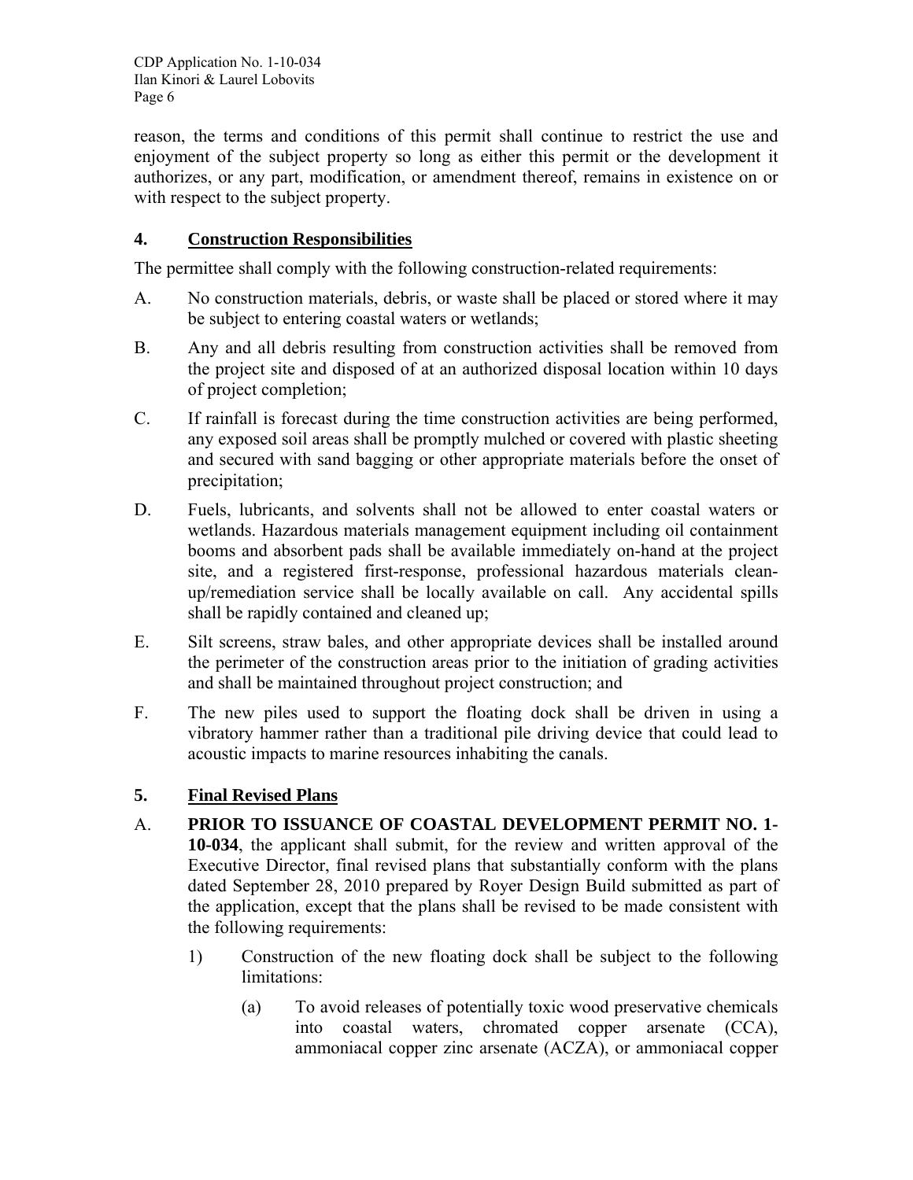reason, the terms and conditions of this permit shall continue to restrict the use and enjoyment of the subject property so long as either this permit or the development it authorizes, or any part, modification, or amendment thereof, remains in existence on or with respect to the subject property.

## 4. Construction Responsibilities

The permittee shall comply with the following construction-related requirements:

A. No construction materials, debris, or waste shall be placed or stored where it may be subject to entering coastal waters or wetlands;

B. Any and all debris resulting from construction activities shall be removed from the project site and disposed of at an authorized disposal location within 10 days of project completion;

C. If rainfall is forecast during the time construction activities are being performed, any exposed soil areas shall be promptly mulched or covered with plastic sheeting and secured with sand bagging or other appropriate materials before the onset of precipitation;

D. Fuels, lubricants, and solvents shall not be allowed to enter coastal waters or wetlands. Hazardous materials management equipment including oil containment booms and absorbent pads shall be available immediately on-hand at the project site, and a registered first-response, professional hazardous materials clean-up/remediation service shall be locally available on call. Any accidental spills shall be rapidly contained and cleaned up;

E. Silt screens, straw bales, and other appropriate devices shall be installed around the perimeter of the construction areas prior to the initiation of grading activities and shall be maintained throughout project construction; and

F. The new piles used to support the floating dock shall be driven in using a vibratory hammer rather than a traditional pile driving device that could lead to acoustic impacts to marine resources inhabiting the canals.

## 5. Final Revised Plans

A. **PRIOR TO ISSUANCE OF COASTAL DEVELOPMENT PERMIT NO. 1-10-034**, the applicant shall submit, for the review and written approval of the Executive Director, final revised plans that substantially conform with the plans dated September 28, 2010 prepared by Royer Design Build submitted as part of the application, except that the plans shall be revised to be made consistent with the following requirements:

1) Construction of the new floating dock shall be subject to the following limitations:

(a) To avoid releases of potentially toxic wood preservative chemicals into coastal waters, chromated copper arsenate (CCA), ammoniacal copper zinc arsenate (ACZA), or ammoniacal copper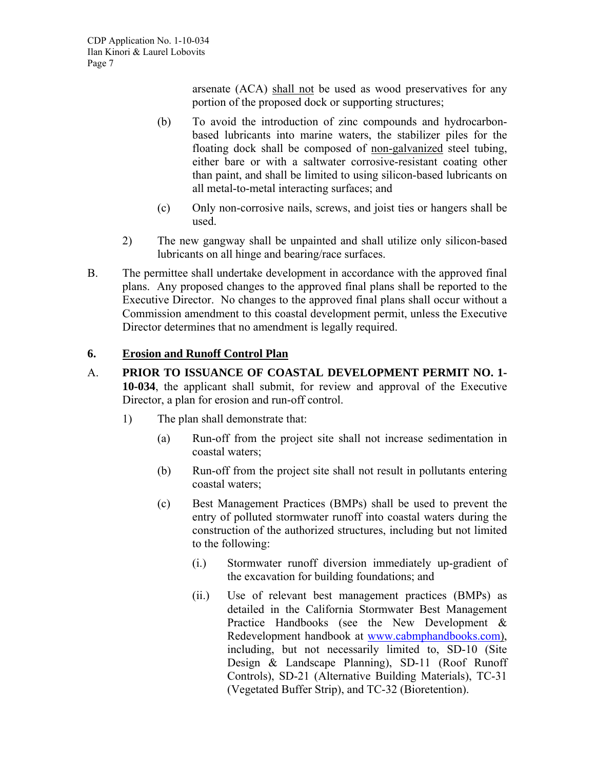arsenate (ACA) <u>shall not</u> be used as wood preservatives for any portion of the proposed dock or supporting structures;

(b) To avoid the introduction of zinc compounds and hydrocarbon-based lubricants into marine waters, the stabilizer piles for the floating dock shall be composed of <u>non-galvanized</u> steel tubing, either bare or with a saltwater corrosive-resistant coating other than paint, and shall be limited to using silicon-based lubricants on all metal-to-metal interacting surfaces; and

(c) Only non-corrosive nails, screws, and joist ties or hangers shall be used.

2) The new gangway shall be unpainted and shall utilize only silicon-based lubricants on all hinge and bearing/race surfaces.

B. The permittee shall undertake development in accordance with the approved final plans. Any proposed changes to the approved final plans shall be reported to the Executive Director. No changes to the approved final plans shall occur without a Commission amendment to this coastal development permit, unless the Executive Director determines that no amendment is legally required.

## 6. <u>Erosion and Runoff Control Plan</u>

A. **PRIOR TO ISSUANCE OF COASTAL DEVELOPMENT PERMIT NO. 1-10-034**, the applicant shall submit, for review and approval of the Executive Director, a plan for erosion and run-off control.

1) The plan shall demonstrate that:

(a) Run-off from the project site shall not increase sedimentation in coastal waters;

(b) Run-off from the project site shall not result in pollutants entering coastal waters;

(c) Best Management Practices (BMPs) shall be used to prevent the entry of polluted stormwater runoff into coastal waters during the construction of the authorized structures, including but not limited to the following:

(i.) Stormwater runoff diversion immediately up-gradient of the excavation for building foundations; and

(ii.) Use of relevant best management practices (BMPs) as detailed in the California Stormwater Best Management Practice Handbooks (see the New Development & Redevelopment handbook at www.cabmphandbooks.com), including, but not necessarily limited to, SD-10 (Site Design & Landscape Planning), SD-11 (Roof Runoff Controls), SD-21 (Alternative Building Materials), TC-31 (Vegetated Buffer Strip), and TC-32 (Bioretention).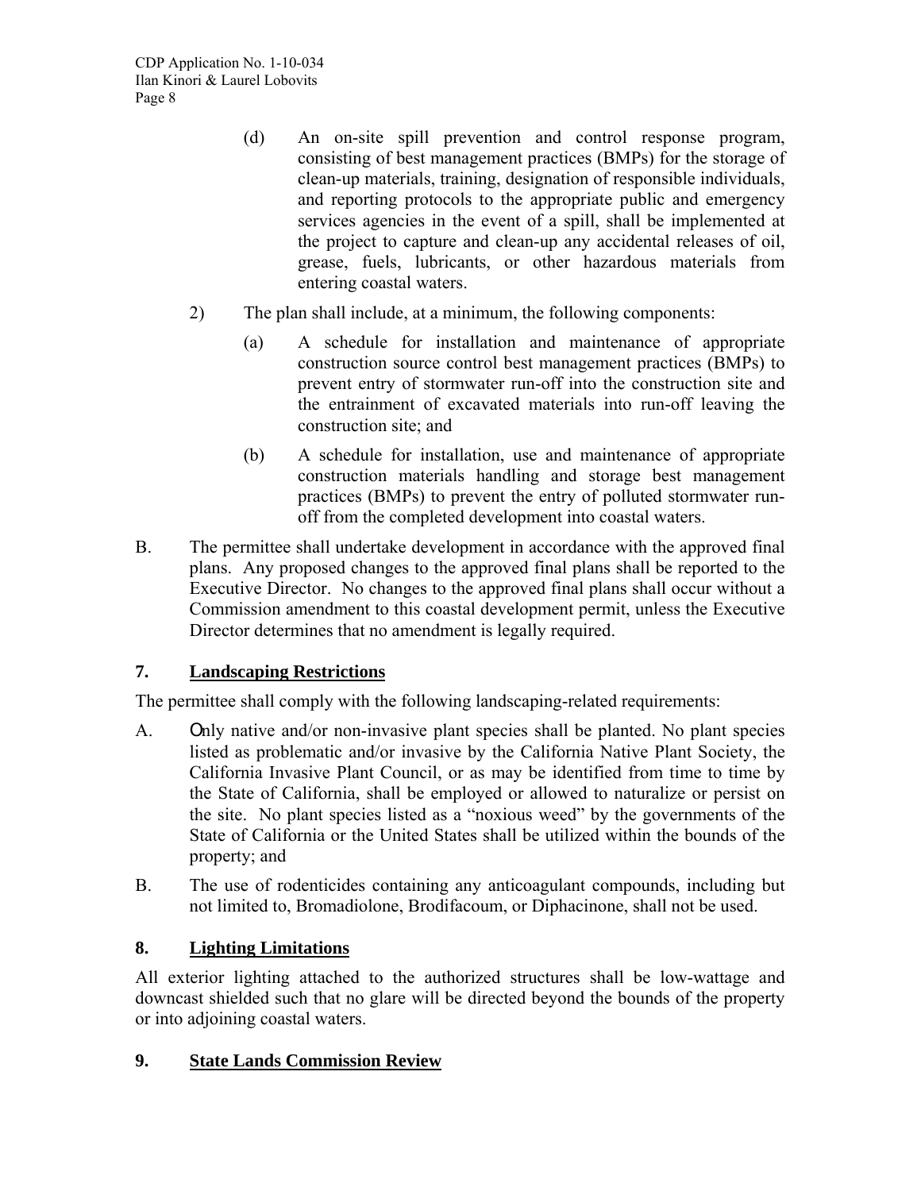(d) An on-site spill prevention and control response program, consisting of best management practices (BMPs) for the storage of clean-up materials, training, designation of responsible individuals, and reporting protocols to the appropriate public and emergency services agencies in the event of a spill, shall be implemented at the project to capture and clean-up any accidental releases of oil, grease, fuels, lubricants, or other hazardous materials from entering coastal waters.

2) The plan shall include, at a minimum, the following components:

(a) A schedule for installation and maintenance of appropriate construction source control best management practices (BMPs) to prevent entry of stormwater run-off into the construction site and the entrainment of excavated materials into run-off leaving the construction site; and

(b) A schedule for installation, use and maintenance of appropriate construction materials handling and storage best management practices (BMPs) to prevent the entry of polluted stormwater run-off from the completed development into coastal waters.

B. The permittee shall undertake development in accordance with the approved final plans. Any proposed changes to the approved final plans shall be reported to the Executive Director. No changes to the approved final plans shall occur without a Commission amendment to this coastal development permit, unless the Executive Director determines that no amendment is legally required.

## 7. Landscaping Restrictions

The permittee shall comply with the following landscaping-related requirements:

A. Only native and/or non-invasive plant species shall be planted. No plant species listed as problematic and/or invasive by the California Native Plant Society, the California Invasive Plant Council, or as may be identified from time to time by the State of California, shall be employed or allowed to naturalize or persist on the site. No plant species listed as a "noxious weed" by the governments of the State of California or the United States shall be utilized within the bounds of the property; and

B. The use of rodenticides containing any anticoagulant compounds, including but not limited to, Bromadiolone, Brodifacoum, or Diphacinone, shall not be used.

## 8. Lighting Limitations

All exterior lighting attached to the authorized structures shall be low-wattage and downcast shielded such that no glare will be directed beyond the bounds of the property or into adjoining coastal waters.

## 9. State Lands Commission Review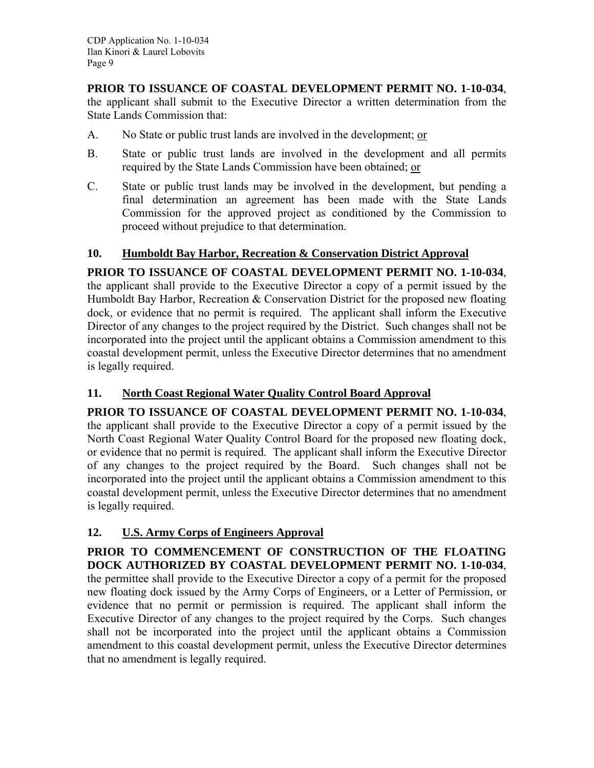**PRIOR TO ISSUANCE OF COASTAL DEVELOPMENT PERMIT NO. 1-10-034**, the applicant shall submit to the Executive Director a written determination from the State Lands Commission that:

A. No State or public trust lands are involved in the development; <u>or</u>

B. State or public trust lands are involved in the development and all permits required by the State Lands Commission have been obtained; <u>or</u>

C. State or public trust lands may be involved in the development, but pending a final determination an agreement has been made with the State Lands Commission for the approved project as conditioned by the Commission to proceed without prejudice to that determination.

### 10. <u>Humboldt Bay Harbor, Recreation & Conservation District Approval</u>

**PRIOR TO ISSUANCE OF COASTAL DEVELOPMENT PERMIT NO. 1-10-034**, the applicant shall provide to the Executive Director a copy of a permit issued by the Humboldt Bay Harbor, Recreation & Conservation District for the proposed new floating dock, or evidence that no permit is required. The applicant shall inform the Executive Director of any changes to the project required by the District. Such changes shall not be incorporated into the project until the applicant obtains a Commission amendment to this coastal development permit, unless the Executive Director determines that no amendment is legally required.

### 11. <u>North Coast Regional Water Quality Control Board Approval</u>

**PRIOR TO ISSUANCE OF COASTAL DEVELOPMENT PERMIT NO. 1-10-034**, the applicant shall provide to the Executive Director a copy of a permit issued by the North Coast Regional Water Quality Control Board for the proposed new floating dock, or evidence that no permit is required. The applicant shall inform the Executive Director of any changes to the project required by the Board. Such changes shall not be incorporated into the project until the applicant obtains a Commission amendment to this coastal development permit, unless the Executive Director determines that no amendment is legally required.

### 12. <u>U.S. Army Corps of Engineers Approval</u>

**PRIOR TO COMMENCEMENT OF CONSTRUCTION OF THE FLOATING DOCK AUTHORIZED BY COASTAL DEVELOPMENT PERMIT NO. 1-10-034**, the permittee shall provide to the Executive Director a copy of a permit for the proposed new floating dock issued by the Army Corps of Engineers, or a Letter of Permission, or evidence that no permit or permission is required. The applicant shall inform the Executive Director of any changes to the project required by the Corps. Such changes shall not be incorporated into the project until the applicant obtains a Commission amendment to this coastal development permit, unless the Executive Director determines that no amendment is legally required.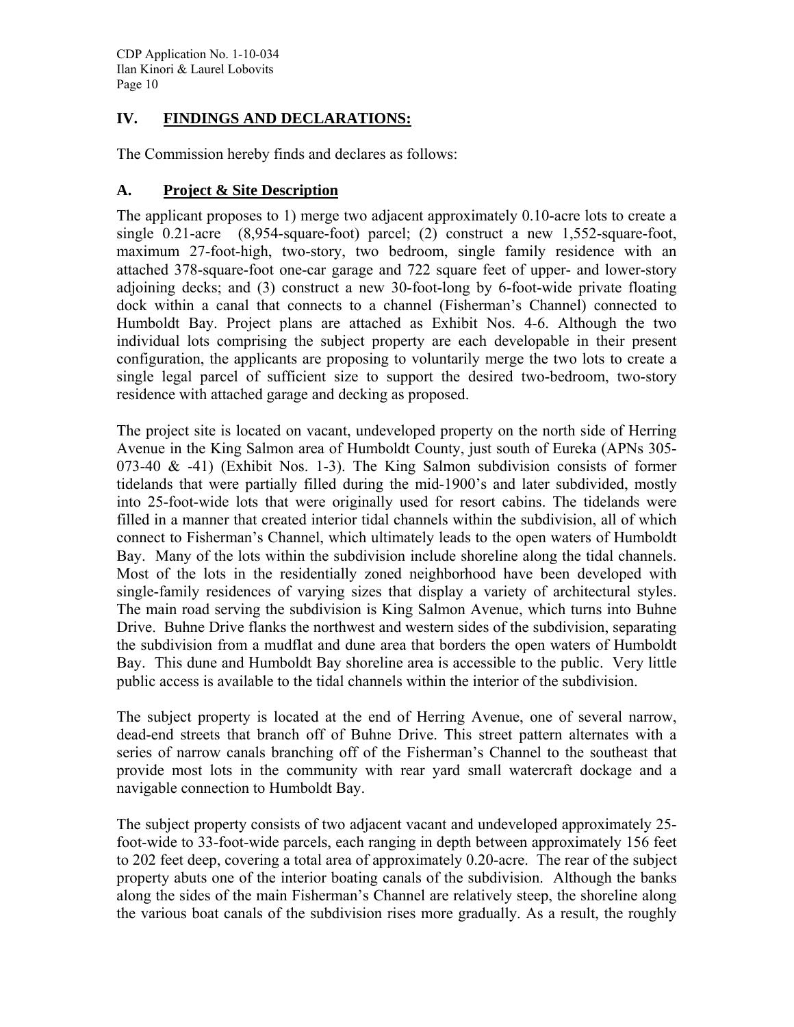## IV. FINDINGS AND DECLARATIONS:

The Commission hereby finds and declares as follows:

### A. Project & Site Description

The applicant proposes to 1) merge two adjacent approximately 0.10-acre lots to create a single 0.21-acre (8,954-square-foot) parcel; (2) construct a new 1,552-square-foot, maximum 27-foot-high, two-story, two bedroom, single family residence with an attached 378-square-foot one-car garage and 722 square feet of upper- and lower-story adjoining decks; and (3) construct a new 30-foot-long by 6-foot-wide private floating dock within a canal that connects to a channel (Fisherman's Channel) connected to Humboldt Bay. Project plans are attached as Exhibit Nos. 4-6. Although the two individual lots comprising the subject property are each developable in their present configuration, the applicants are proposing to voluntarily merge the two lots to create a single legal parcel of sufficient size to support the desired two-bedroom, two-story residence with attached garage and decking as proposed.

The project site is located on vacant, undeveloped property on the north side of Herring Avenue in the King Salmon area of Humboldt County, just south of Eureka (APNs 305-073-40 & -41) (Exhibit Nos. 1-3). The King Salmon subdivision consists of former tidelands that were partially filled during the mid-1900's and later subdivided, mostly into 25-foot-wide lots that were originally used for resort cabins. The tidelands were filled in a manner that created interior tidal channels within the subdivision, all of which connect to Fisherman's Channel, which ultimately leads to the open waters of Humboldt Bay. Many of the lots within the subdivision include shoreline along the tidal channels. Most of the lots in the residentially zoned neighborhood have been developed with single-family residences of varying sizes that display a variety of architectural styles. The main road serving the subdivision is King Salmon Avenue, which turns into Buhne Drive. Buhne Drive flanks the northwest and western sides of the subdivision, separating the subdivision from a mudflat and dune area that borders the open waters of Humboldt Bay. This dune and Humboldt Bay shoreline area is accessible to the public. Very little public access is available to the tidal channels within the interior of the subdivision.

The subject property is located at the end of Herring Avenue, one of several narrow, dead-end streets that branch off of Buhne Drive. This street pattern alternates with a series of narrow canals branching off of the Fisherman's Channel to the southeast that provide most lots in the community with rear yard small watercraft dockage and a navigable connection to Humboldt Bay.

The subject property consists of two adjacent vacant and undeveloped approximately 25-foot-wide to 33-foot-wide parcels, each ranging in depth between approximately 156 feet to 202 feet deep, covering a total area of approximately 0.20-acre. The rear of the subject property abuts one of the interior boating canals of the subdivision. Although the banks along the sides of the main Fisherman's Channel are relatively steep, the shoreline along the various boat canals of the subdivision rises more gradually. As a result, the roughly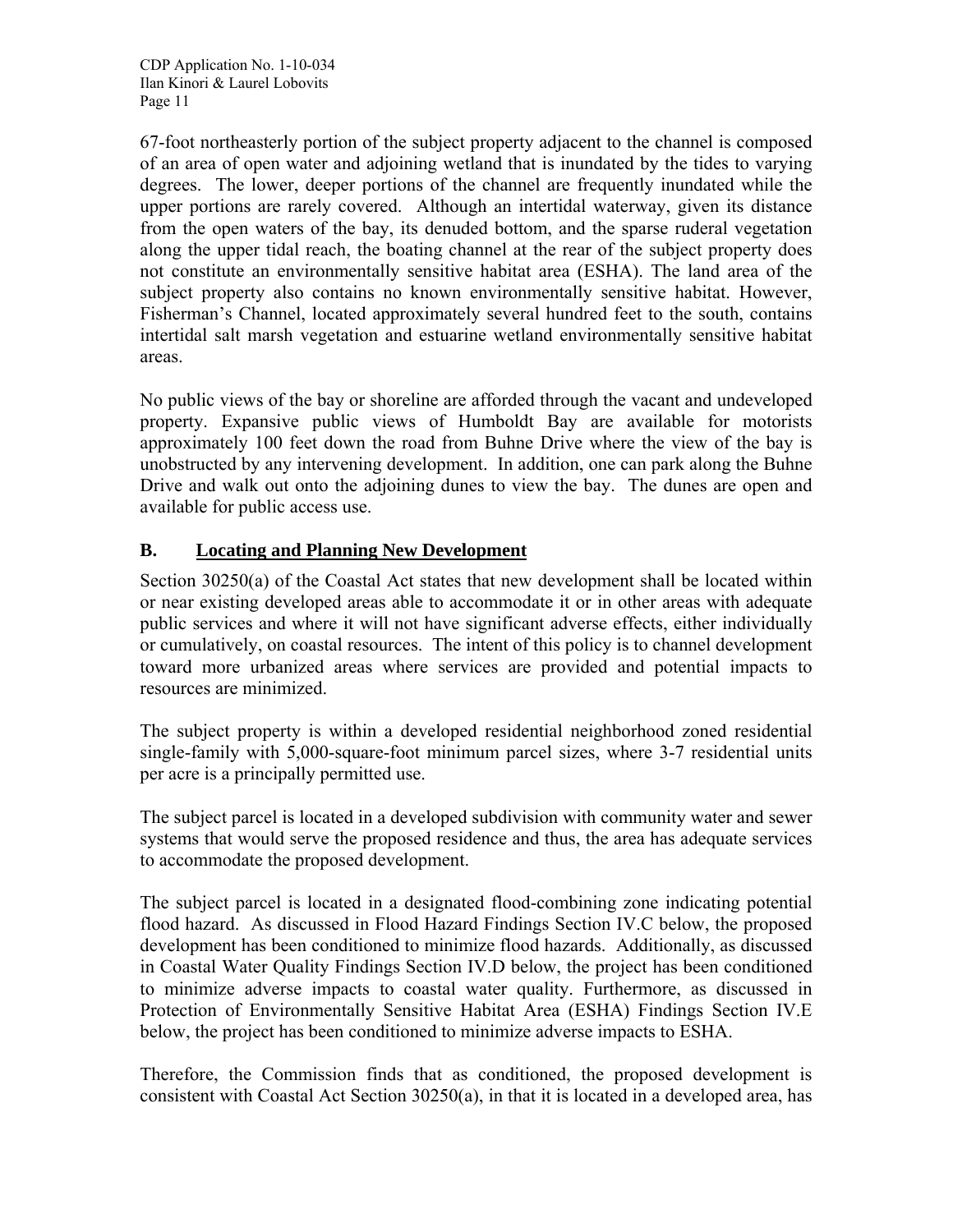67-foot northeasterly portion of the subject property adjacent to the channel is composed of an area of open water and adjoining wetland that is inundated by the tides to varying degrees. The lower, deeper portions of the channel are frequently inundated while the upper portions are rarely covered. Although an intertidal waterway, given its distance from the open waters of the bay, its denuded bottom, and the sparse ruderal vegetation along the upper tidal reach, the boating channel at the rear of the subject property does not constitute an environmentally sensitive habitat area (ESHA). The land area of the subject property also contains no known environmentally sensitive habitat. However, Fisherman's Channel, located approximately several hundred feet to the south, contains intertidal salt marsh vegetation and estuarine wetland environmentally sensitive habitat areas.

No public views of the bay or shoreline are afforded through the vacant and undeveloped property. Expansive public views of Humboldt Bay are available for motorists approximately 100 feet down the road from Buhne Drive where the view of the bay is unobstructed by any intervening development. In addition, one can park along the Buhne Drive and walk out onto the adjoining dunes to view the bay. The dunes are open and available for public access use.

## B. Locating and Planning New Development

Section 30250(a) of the Coastal Act states that new development shall be located within or near existing developed areas able to accommodate it or in other areas with adequate public services and where it will not have significant adverse effects, either individually or cumulatively, on coastal resources. The intent of this policy is to channel development toward more urbanized areas where services are provided and potential impacts to resources are minimized.

The subject property is within a developed residential neighborhood zoned residential single-family with 5,000-square-foot minimum parcel sizes, where 3-7 residential units per acre is a principally permitted use.

The subject parcel is located in a developed subdivision with community water and sewer systems that would serve the proposed residence and thus, the area has adequate services to accommodate the proposed development.

The subject parcel is located in a designated flood-combining zone indicating potential flood hazard. As discussed in Flood Hazard Findings Section IV.C below, the proposed development has been conditioned to minimize flood hazards. Additionally, as discussed in Coastal Water Quality Findings Section IV.D below, the project has been conditioned to minimize adverse impacts to coastal water quality. Furthermore, as discussed in Protection of Environmentally Sensitive Habitat Area (ESHA) Findings Section IV.E below, the project has been conditioned to minimize adverse impacts to ESHA.

Therefore, the Commission finds that as conditioned, the proposed development is consistent with Coastal Act Section 30250(a), in that it is located in a developed area, has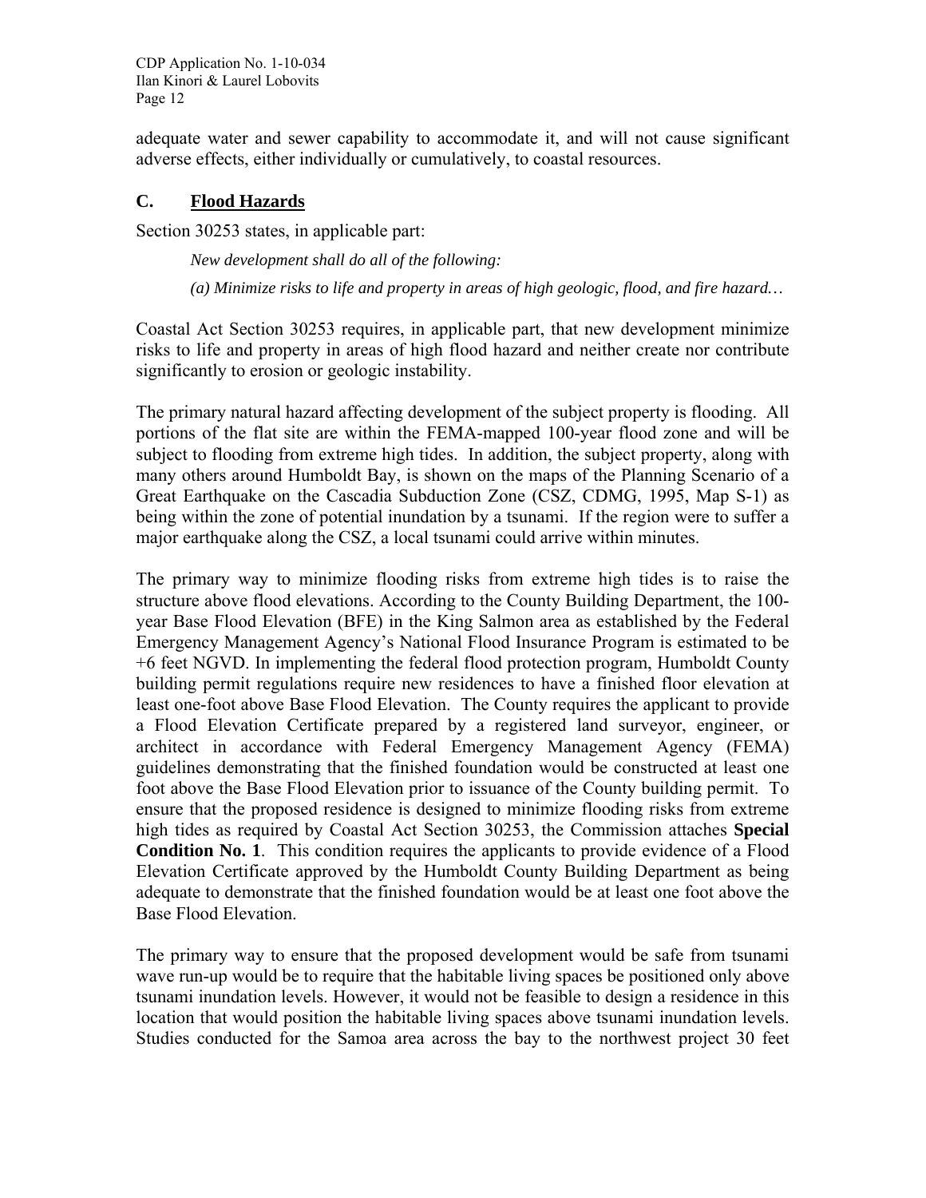adequate water and sewer capability to accommodate it, and will not cause significant adverse effects, either individually or cumulatively, to coastal resources.

## C. Flood Hazards

Section 30253 states, in applicable part:

> *New development shall do all of the following:*
>
> *(a) Minimize risks to life and property in areas of high geologic, flood, and fire hazard…*

Coastal Act Section 30253 requires, in applicable part, that new development minimize risks to life and property in areas of high flood hazard and neither create nor contribute significantly to erosion or geologic instability.

The primary natural hazard affecting development of the subject property is flooding. All portions of the flat site are within the FEMA-mapped 100-year flood zone and will be subject to flooding from extreme high tides. In addition, the subject property, along with many others around Humboldt Bay, is shown on the maps of the Planning Scenario of a Great Earthquake on the Cascadia Subduction Zone (CSZ, CDMG, 1995, Map S-1) as being within the zone of potential inundation by a tsunami. If the region were to suffer a major earthquake along the CSZ, a local tsunami could arrive within minutes.

The primary way to minimize flooding risks from extreme high tides is to raise the structure above flood elevations. According to the County Building Department, the 100-year Base Flood Elevation (BFE) in the King Salmon area as established by the Federal Emergency Management Agency's National Flood Insurance Program is estimated to be +6 feet NGVD. In implementing the federal flood protection program, Humboldt County building permit regulations require new residences to have a finished floor elevation at least one-foot above Base Flood Elevation. The County requires the applicant to provide a Flood Elevation Certificate prepared by a registered land surveyor, engineer, or architect in accordance with Federal Emergency Management Agency (FEMA) guidelines demonstrating that the finished foundation would be constructed at least one foot above the Base Flood Elevation prior to issuance of the County building permit. To ensure that the proposed residence is designed to minimize flooding risks from extreme high tides as required by Coastal Act Section 30253, the Commission attaches **Special Condition No. 1**. This condition requires the applicants to provide evidence of a Flood Elevation Certificate approved by the Humboldt County Building Department as being adequate to demonstrate that the finished foundation would be at least one foot above the Base Flood Elevation.

The primary way to ensure that the proposed development would be safe from tsunami wave run-up would be to require that the habitable living spaces be positioned only above tsunami inundation levels. However, it would not be feasible to design a residence in this location that would position the habitable living spaces above tsunami inundation levels. Studies conducted for the Samoa area across the bay to the northwest project 30 feet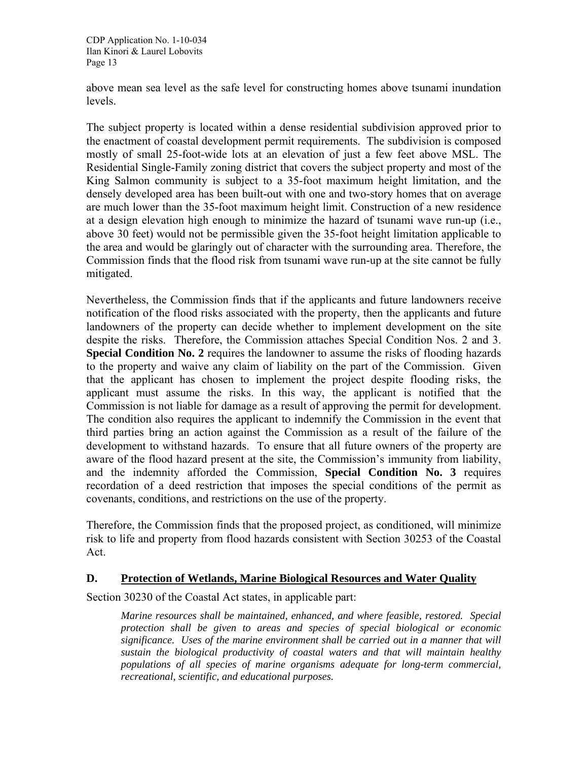above mean sea level as the safe level for constructing homes above tsunami inundation levels.

The subject property is located within a dense residential subdivision approved prior to the enactment of coastal development permit requirements. The subdivision is composed mostly of small 25-foot-wide lots at an elevation of just a few feet above MSL. The Residential Single-Family zoning district that covers the subject property and most of the King Salmon community is subject to a 35-foot maximum height limitation, and the densely developed area has been built-out with one and two-story homes that on average are much lower than the 35-foot maximum height limit. Construction of a new residence at a design elevation high enough to minimize the hazard of tsunami wave run-up (i.e., above 30 feet) would not be permissible given the 35-foot height limitation applicable to the area and would be glaringly out of character with the surrounding area. Therefore, the Commission finds that the flood risk from tsunami wave run-up at the site cannot be fully mitigated.

Nevertheless, the Commission finds that if the applicants and future landowners receive notification of the flood risks associated with the property, then the applicants and future landowners of the property can decide whether to implement development on the site despite the risks. Therefore, the Commission attaches Special Condition Nos. 2 and 3. **Special Condition No. 2** requires the landowner to assume the risks of flooding hazards to the property and waive any claim of liability on the part of the Commission. Given that the applicant has chosen to implement the project despite flooding risks, the applicant must assume the risks. In this way, the applicant is notified that the Commission is not liable for damage as a result of approving the permit for development. The condition also requires the applicant to indemnify the Commission in the event that third parties bring an action against the Commission as a result of the failure of the development to withstand hazards. To ensure that all future owners of the property are aware of the flood hazard present at the site, the Commission's immunity from liability, and the indemnity afforded the Commission, **Special Condition No. 3** requires recordation of a deed restriction that imposes the special conditions of the permit as covenants, conditions, and restrictions on the use of the property.

Therefore, the Commission finds that the proposed project, as conditioned, will minimize risk to life and property from flood hazards consistent with Section 30253 of the Coastal Act.

## D. Protection of Wetlands, Marine Biological Resources and Water Quality

Section 30230 of the Coastal Act states, in applicable part:

> *Marine resources shall be maintained, enhanced, and where feasible, restored. Special protection shall be given to areas and species of special biological or economic significance. Uses of the marine environment shall be carried out in a manner that will sustain the biological productivity of coastal waters and that will maintain healthy populations of all species of marine organisms adequate for long-term commercial, recreational, scientific, and educational purposes.*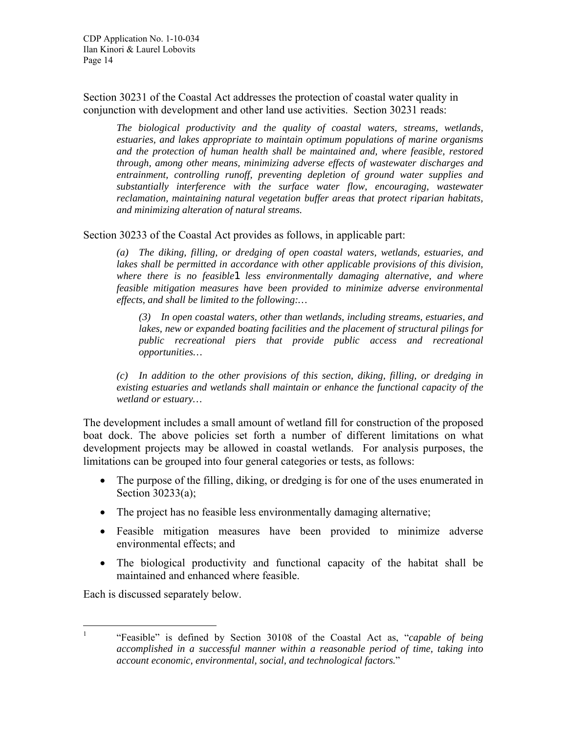Section 30231 of the Coastal Act addresses the protection of coastal water quality in conjunction with development and other land use activities. Section 30231 reads:

> *The biological productivity and the quality of coastal waters, streams, wetlands, estuaries, and lakes appropriate to maintain optimum populations of marine organisms and the protection of human health shall be maintained and, where feasible, restored through, among other means, minimizing adverse effects of wastewater discharges and entrainment, controlling runoff, preventing depletion of ground water supplies and substantially interference with the surface water flow, encouraging, wastewater reclamation, maintaining natural vegetation buffer areas that protect riparian habitats, and minimizing alteration of natural streams.*

Section 30233 of the Coastal Act provides as follows, in applicable part:

> *(a) The diking, filling, or dredging of open coastal waters, wetlands, estuaries, and lakes shall be permitted in accordance with other applicable provisions of this division, where there is no feasible*[1] *less environmentally damaging alternative, and where feasible mitigation measures have been provided to minimize adverse environmental effects, and shall be limited to the following:…*
>
> > *(3) In open coastal waters, other than wetlands, including streams, estuaries, and lakes, new or expanded boating facilities and the placement of structural pilings for public recreational piers that provide public access and recreational opportunities…*
>
> *(c) In addition to the other provisions of this section, diking, filling, or dredging in existing estuaries and wetlands shall maintain or enhance the functional capacity of the wetland or estuary…*

The development includes a small amount of wetland fill for construction of the proposed boat dock. The above policies set forth a number of different limitations on what development projects may be allowed in coastal wetlands. For analysis purposes, the limitations can be grouped into four general categories or tests, as follows:

- The purpose of the filling, diking, or dredging is for one of the uses enumerated in Section 30233(a);
- The project has no feasible less environmentally damaging alternative;
- Feasible mitigation measures have been provided to minimize adverse environmental effects; and
- The biological productivity and functional capacity of the habitat shall be maintained and enhanced where feasible.

Each is discussed separately below.

---

[1] "Feasible" is defined by Section 30108 of the Coastal Act as, "*capable of being accomplished in a successful manner within a reasonable period of time, taking into account economic, environmental, social, and technological factors.*"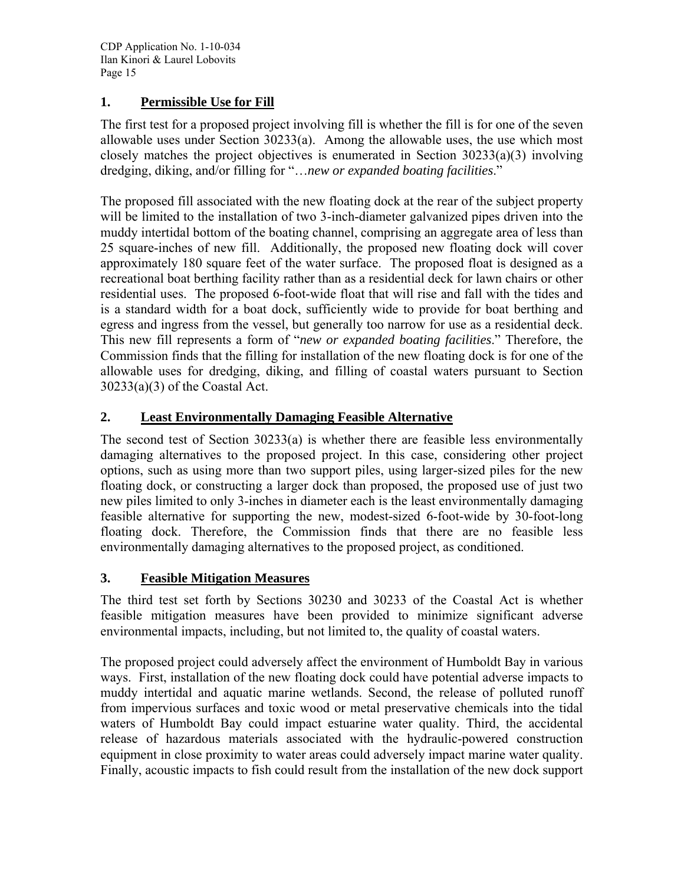## 1. Permissible Use for Fill

The first test for a proposed project involving fill is whether the fill is for one of the seven allowable uses under Section 30233(a). Among the allowable uses, the use which most closely matches the project objectives is enumerated in Section 30233(a)(3) involving dredging, diking, and/or filling for "…*new or expanded boating facilities*."

The proposed fill associated with the new floating dock at the rear of the subject property will be limited to the installation of two 3-inch-diameter galvanized pipes driven into the muddy intertidal bottom of the boating channel, comprising an aggregate area of less than 25 square-inches of new fill. Additionally, the proposed new floating dock will cover approximately 180 square feet of the water surface. The proposed float is designed as a recreational boat berthing facility rather than as a residential deck for lawn chairs or other residential uses. The proposed 6-foot-wide float that will rise and fall with the tides and is a standard width for a boat dock, sufficiently wide to provide for boat berthing and egress and ingress from the vessel, but generally too narrow for use as a residential deck. This new fill represents a form of "*new or expanded boating facilities*." Therefore, the Commission finds that the filling for installation of the new floating dock is for one of the allowable uses for dredging, diking, and filling of coastal waters pursuant to Section 30233(a)(3) of the Coastal Act.

## 2. Least Environmentally Damaging Feasible Alternative

The second test of Section 30233(a) is whether there are feasible less environmentally damaging alternatives to the proposed project. In this case, considering other project options, such as using more than two support piles, using larger-sized piles for the new floating dock, or constructing a larger dock than proposed, the proposed use of just two new piles limited to only 3-inches in diameter each is the least environmentally damaging feasible alternative for supporting the new, modest-sized 6-foot-wide by 30-foot-long floating dock. Therefore, the Commission finds that there are no feasible less environmentally damaging alternatives to the proposed project, as conditioned.

## 3. Feasible Mitigation Measures

The third test set forth by Sections 30230 and 30233 of the Coastal Act is whether feasible mitigation measures have been provided to minimize significant adverse environmental impacts, including, but not limited to, the quality of coastal waters.

The proposed project could adversely affect the environment of Humboldt Bay in various ways. First, installation of the new floating dock could have potential adverse impacts to muddy intertidal and aquatic marine wetlands. Second, the release of polluted runoff from impervious surfaces and toxic wood or metal preservative chemicals into the tidal waters of Humboldt Bay could impact estuarine water quality. Third, the accidental release of hazardous materials associated with the hydraulic-powered construction equipment in close proximity to water areas could adversely impact marine water quality. Finally, acoustic impacts to fish could result from the installation of the new dock support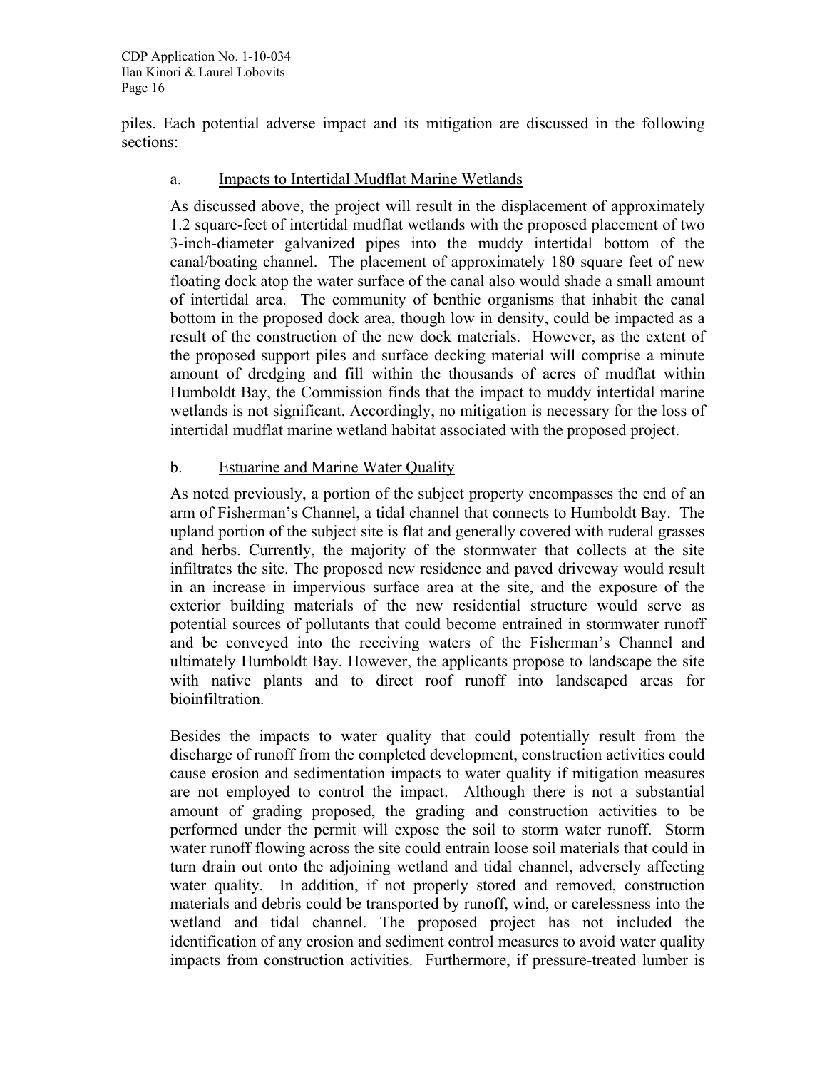piles. Each potential adverse impact and its mitigation are discussed in the following sections:

a. Impacts to Intertidal Mudflat Marine Wetlands

As discussed above, the project will result in the displacement of approximately 1.2 square-feet of intertidal mudflat wetlands with the proposed placement of two 3-inch-diameter galvanized pipes into the muddy intertidal bottom of the canal/boating channel. The placement of approximately 180 square feet of new floating dock atop the water surface of the canal also would shade a small amount of intertidal area. The community of benthic organisms that inhabit the canal bottom in the proposed dock area, though low in density, could be impacted as a result of the construction of the new dock materials. However, as the extent of the proposed support piles and surface decking material will comprise a minute amount of dredging and fill within the thousands of acres of mudflat within Humboldt Bay, the Commission finds that the impact to muddy intertidal marine wetlands is not significant. Accordingly, no mitigation is necessary for the loss of intertidal mudflat marine wetland habitat associated with the proposed project.

b. Estuarine and Marine Water Quality

As noted previously, a portion of the subject property encompasses the end of an arm of Fisherman's Channel, a tidal channel that connects to Humboldt Bay. The upland portion of the subject site is flat and generally covered with ruderal grasses and herbs. Currently, the majority of the stormwater that collects at the site infiltrates the site. The proposed new residence and paved driveway would result in an increase in impervious surface area at the site, and the exposure of the exterior building materials of the new residential structure would serve as potential sources of pollutants that could become entrained in stormwater runoff and be conveyed into the receiving waters of the Fisherman's Channel and ultimately Humboldt Bay. However, the applicants propose to landscape the site with native plants and to direct roof runoff into landscaped areas for bioinfiltration.

Besides the impacts to water quality that could potentially result from the discharge of runoff from the completed development, construction activities could cause erosion and sedimentation impacts to water quality if mitigation measures are not employed to control the impact. Although there is not a substantial amount of grading proposed, the grading and construction activities to be performed under the permit will expose the soil to storm water runoff. Storm water runoff flowing across the site could entrain loose soil materials that could in turn drain out onto the adjoining wetland and tidal channel, adversely affecting water quality. In addition, if not properly stored and removed, construction materials and debris could be transported by runoff, wind, or carelessness into the wetland and tidal channel. The proposed project has not included the identification of any erosion and sediment control measures to avoid water quality impacts from construction activities. Furthermore, if pressure-treated lumber is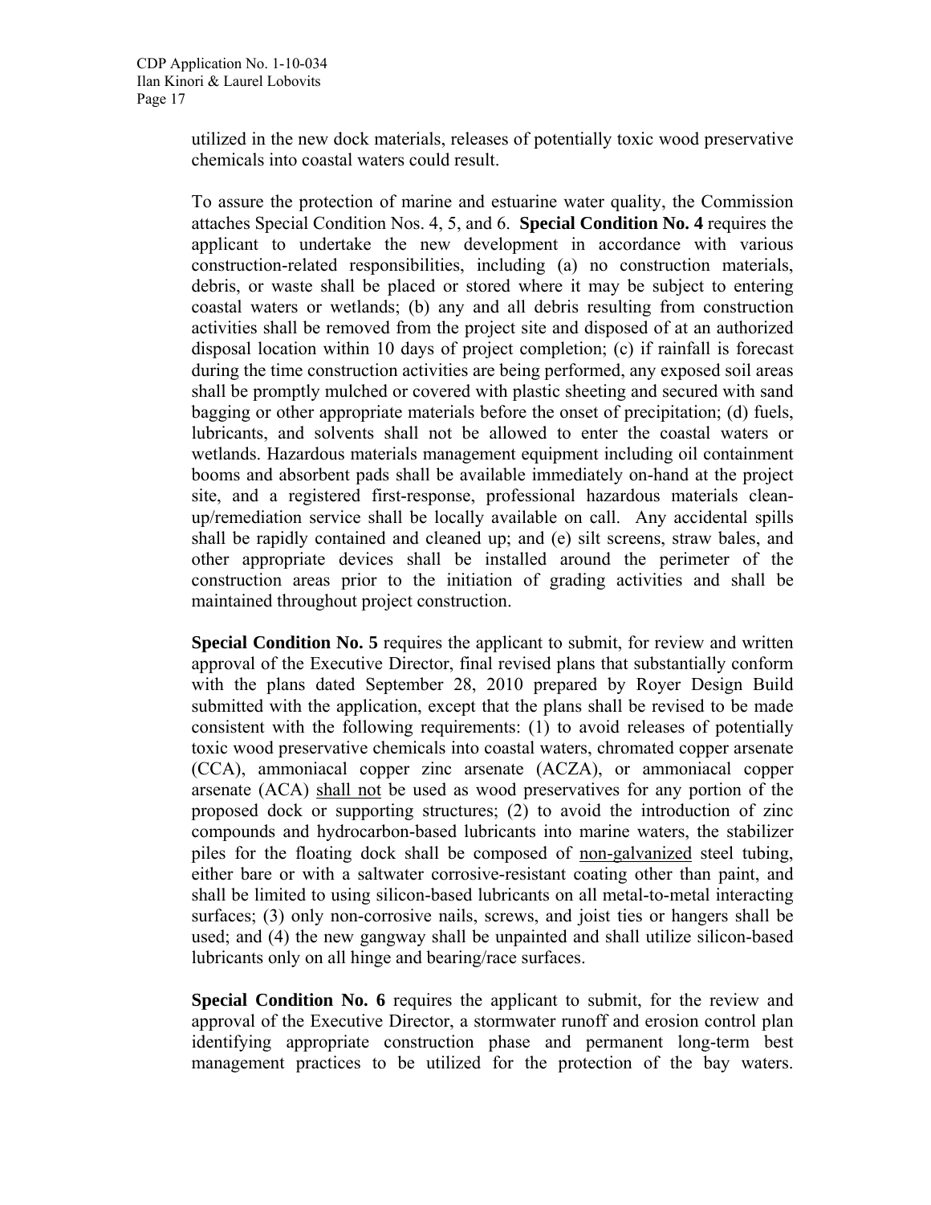utilized in the new dock materials, releases of potentially toxic wood preservative chemicals into coastal waters could result.

To assure the protection of marine and estuarine water quality, the Commission attaches Special Condition Nos. 4, 5, and 6. **Special Condition No. 4** requires the applicant to undertake the new development in accordance with various construction-related responsibilities, including (a) no construction materials, debris, or waste shall be placed or stored where it may be subject to entering coastal waters or wetlands; (b) any and all debris resulting from construction activities shall be removed from the project site and disposed of at an authorized disposal location within 10 days of project completion; (c) if rainfall is forecast during the time construction activities are being performed, any exposed soil areas shall be promptly mulched or covered with plastic sheeting and secured with sand bagging or other appropriate materials before the onset of precipitation; (d) fuels, lubricants, and solvents shall not be allowed to enter the coastal waters or wetlands. Hazardous materials management equipment including oil containment booms and absorbent pads shall be available immediately on-hand at the project site, and a registered first-response, professional hazardous materials clean-up/remediation service shall be locally available on call. Any accidental spills shall be rapidly contained and cleaned up; and (e) silt screens, straw bales, and other appropriate devices shall be installed around the perimeter of the construction areas prior to the initiation of grading activities and shall be maintained throughout project construction.

**Special Condition No. 5** requires the applicant to submit, for review and written approval of the Executive Director, final revised plans that substantially conform with the plans dated September 28, 2010 prepared by Royer Design Build submitted with the application, except that the plans shall be revised to be made consistent with the following requirements: (1) to avoid releases of potentially toxic wood preservative chemicals into coastal waters, chromated copper arsenate (CCA), ammoniacal copper zinc arsenate (ACZA), or ammoniacal copper arsenate (ACA) shall not be used as wood preservatives for any portion of the proposed dock or supporting structures; (2) to avoid the introduction of zinc compounds and hydrocarbon-based lubricants into marine waters, the stabilizer piles for the floating dock shall be composed of non-galvanized steel tubing, either bare or with a saltwater corrosive-resistant coating other than paint, and shall be limited to using silicon-based lubricants on all metal-to-metal interacting surfaces; (3) only non-corrosive nails, screws, and joist ties or hangers shall be used; and (4) the new gangway shall be unpainted and shall utilize silicon-based lubricants only on all hinge and bearing/race surfaces.

**Special Condition No. 6** requires the applicant to submit, for the review and approval of the Executive Director, a stormwater runoff and erosion control plan identifying appropriate construction phase and permanent long-term best management practices to be utilized for the protection of the bay waters.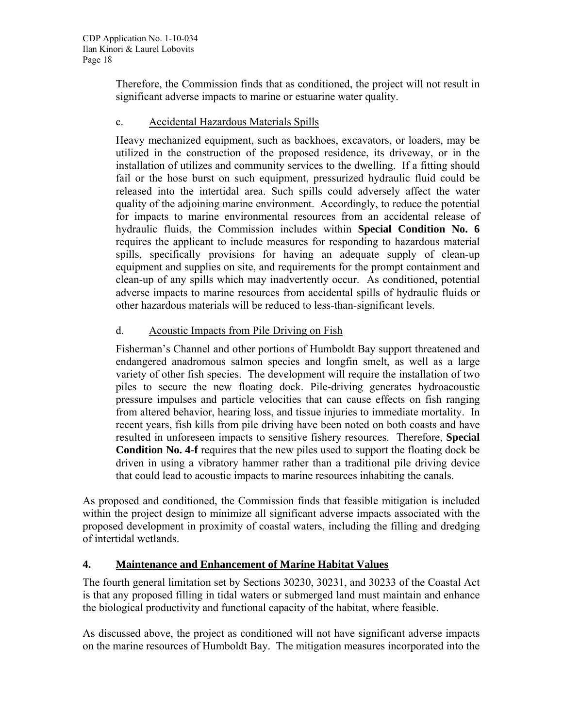Therefore, the Commission finds that as conditioned, the project will not result in significant adverse impacts to marine or estuarine water quality.

c. Accidental Hazardous Materials Spills

Heavy mechanized equipment, such as backhoes, excavators, or loaders, may be utilized in the construction of the proposed residence, its driveway, or in the installation of utilizes and community services to the dwelling. If a fitting should fail or the hose burst on such equipment, pressurized hydraulic fluid could be released into the intertidal area. Such spills could adversely affect the water quality of the adjoining marine environment. Accordingly, to reduce the potential for impacts to marine environmental resources from an accidental release of hydraulic fluids, the Commission includes within **Special Condition No. 6** requires the applicant to include measures for responding to hazardous material spills, specifically provisions for having an adequate supply of clean-up equipment and supplies on site, and requirements for the prompt containment and clean-up of any spills which may inadvertently occur. As conditioned, potential adverse impacts to marine resources from accidental spills of hydraulic fluids or other hazardous materials will be reduced to less-than-significant levels.

d. Acoustic Impacts from Pile Driving on Fish

Fisherman's Channel and other portions of Humboldt Bay support threatened and endangered anadromous salmon species and longfin smelt, as well as a large variety of other fish species. The development will require the installation of two piles to secure the new floating dock. Pile-driving generates hydroacoustic pressure impulses and particle velocities that can cause effects on fish ranging from altered behavior, hearing loss, and tissue injuries to immediate mortality. In recent years, fish kills from pile driving have been noted on both coasts and have resulted in unforeseen impacts to sensitive fishery resources. Therefore, **Special Condition No. 4-f** requires that the new piles used to support the floating dock be driven in using a vibratory hammer rather than a traditional pile driving device that could lead to acoustic impacts to marine resources inhabiting the canals.

As proposed and conditioned, the Commission finds that feasible mitigation is included within the project design to minimize all significant adverse impacts associated with the proposed development in proximity of coastal waters, including the filling and dredging of intertidal wetlands.

## 4. Maintenance and Enhancement of Marine Habitat Values

The fourth general limitation set by Sections 30230, 30231, and 30233 of the Coastal Act is that any proposed filling in tidal waters or submerged land must maintain and enhance the biological productivity and functional capacity of the habitat, where feasible.

As discussed above, the project as conditioned will not have significant adverse impacts on the marine resources of Humboldt Bay. The mitigation measures incorporated into the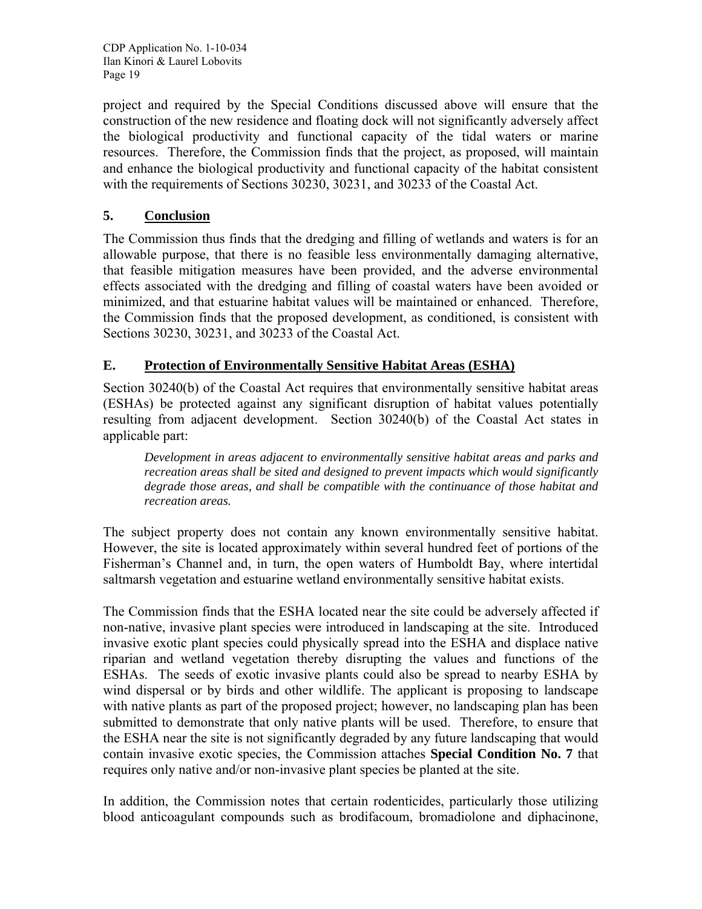project and required by the Special Conditions discussed above will ensure that the construction of the new residence and floating dock will not significantly adversely affect the biological productivity and functional capacity of the tidal waters or marine resources. Therefore, the Commission finds that the project, as proposed, will maintain and enhance the biological productivity and functional capacity of the habitat consistent with the requirements of Sections 30230, 30231, and 30233 of the Coastal Act.

### 5. Conclusion

The Commission thus finds that the dredging and filling of wetlands and waters is for an allowable purpose, that there is no feasible less environmentally damaging alternative, that feasible mitigation measures have been provided, and the adverse environmental effects associated with the dredging and filling of coastal waters have been avoided or minimized, and that estuarine habitat values will be maintained or enhanced. Therefore, the Commission finds that the proposed development, as conditioned, is consistent with Sections 30230, 30231, and 30233 of the Coastal Act.

## E. Protection of Environmentally Sensitive Habitat Areas (ESHA)

Section 30240(b) of the Coastal Act requires that environmentally sensitive habitat areas (ESHAs) be protected against any significant disruption of habitat values potentially resulting from adjacent development. Section 30240(b) of the Coastal Act states in applicable part:

> *Development in areas adjacent to environmentally sensitive habitat areas and parks and recreation areas shall be sited and designed to prevent impacts which would significantly degrade those areas, and shall be compatible with the continuance of those habitat and recreation areas.*

The subject property does not contain any known environmentally sensitive habitat. However, the site is located approximately within several hundred feet of portions of the Fisherman's Channel and, in turn, the open waters of Humboldt Bay, where intertidal saltmarsh vegetation and estuarine wetland environmentally sensitive habitat exists.

The Commission finds that the ESHA located near the site could be adversely affected if non-native, invasive plant species were introduced in landscaping at the site. Introduced invasive exotic plant species could physically spread into the ESHA and displace native riparian and wetland vegetation thereby disrupting the values and functions of the ESHAs. The seeds of exotic invasive plants could also be spread to nearby ESHA by wind dispersal or by birds and other wildlife. The applicant is proposing to landscape with native plants as part of the proposed project; however, no landscaping plan has been submitted to demonstrate that only native plants will be used. Therefore, to ensure that the ESHA near the site is not significantly degraded by any future landscaping that would contain invasive exotic species, the Commission attaches **Special Condition No. 7** that requires only native and/or non-invasive plant species be planted at the site.

In addition, the Commission notes that certain rodenticides, particularly those utilizing blood anticoagulant compounds such as brodifacoum, bromadiolone and diphacinone,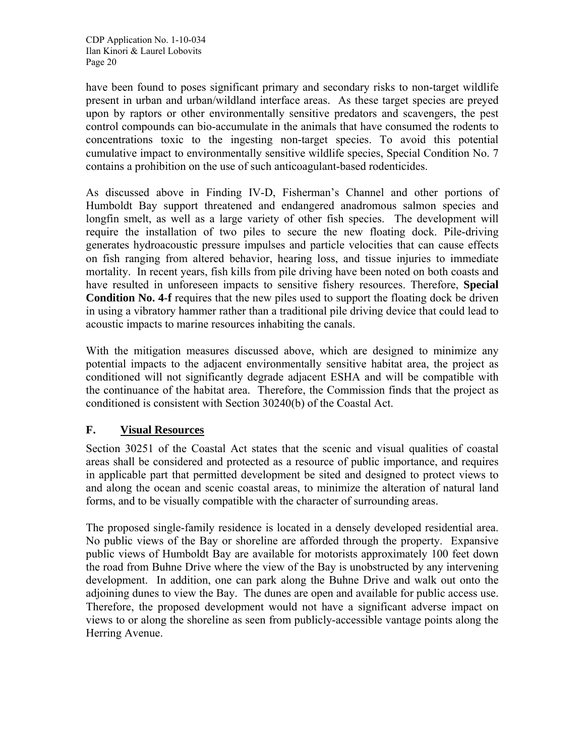have been found to poses significant primary and secondary risks to non-target wildlife present in urban and urban/wildland interface areas. As these target species are preyed upon by raptors or other environmentally sensitive predators and scavengers, the pest control compounds can bio-accumulate in the animals that have consumed the rodents to concentrations toxic to the ingesting non-target species. To avoid this potential cumulative impact to environmentally sensitive wildlife species, Special Condition No. 7 contains a prohibition on the use of such anticoagulant-based rodenticides.

As discussed above in Finding IV-D, Fisherman's Channel and other portions of Humboldt Bay support threatened and endangered anadromous salmon species and longfin smelt, as well as a large variety of other fish species. The development will require the installation of two piles to secure the new floating dock. Pile-driving generates hydroacoustic pressure impulses and particle velocities that can cause effects on fish ranging from altered behavior, hearing loss, and tissue injuries to immediate mortality. In recent years, fish kills from pile driving have been noted on both coasts and have resulted in unforeseen impacts to sensitive fishery resources. Therefore, **Special Condition No. 4-f** requires that the new piles used to support the floating dock be driven in using a vibratory hammer rather than a traditional pile driving device that could lead to acoustic impacts to marine resources inhabiting the canals.

With the mitigation measures discussed above, which are designed to minimize any potential impacts to the adjacent environmentally sensitive habitat area, the project as conditioned will not significantly degrade adjacent ESHA and will be compatible with the continuance of the habitat area. Therefore, the Commission finds that the project as conditioned is consistent with Section 30240(b) of the Coastal Act.

## F. Visual Resources

Section 30251 of the Coastal Act states that the scenic and visual qualities of coastal areas shall be considered and protected as a resource of public importance, and requires in applicable part that permitted development be sited and designed to protect views to and along the ocean and scenic coastal areas, to minimize the alteration of natural land forms, and to be visually compatible with the character of surrounding areas.

The proposed single-family residence is located in a densely developed residential area. No public views of the Bay or shoreline are afforded through the property. Expansive public views of Humboldt Bay are available for motorists approximately 100 feet down the road from Buhne Drive where the view of the Bay is unobstructed by any intervening development. In addition, one can park along the Buhne Drive and walk out onto the adjoining dunes to view the Bay. The dunes are open and available for public access use. Therefore, the proposed development would not have a significant adverse impact on views to or along the shoreline as seen from publicly-accessible vantage points along the Herring Avenue.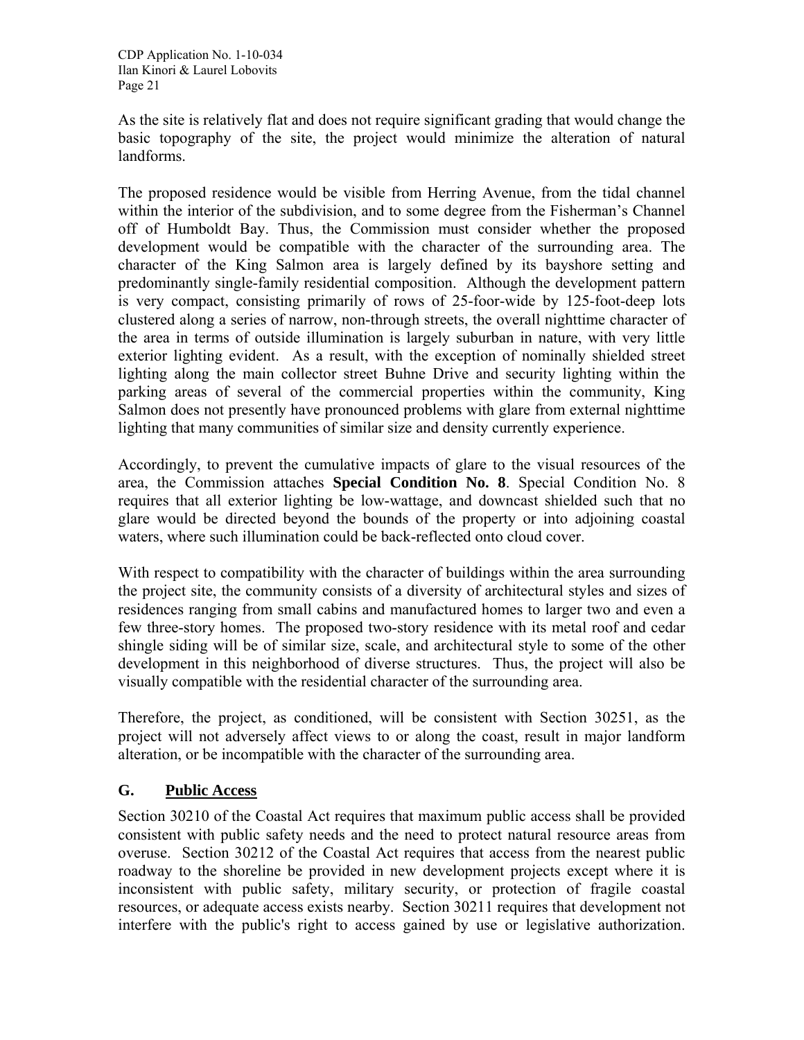As the site is relatively flat and does not require significant grading that would change the basic topography of the site, the project would minimize the alteration of natural landforms.

The proposed residence would be visible from Herring Avenue, from the tidal channel within the interior of the subdivision, and to some degree from the Fisherman's Channel off of Humboldt Bay. Thus, the Commission must consider whether the proposed development would be compatible with the character of the surrounding area. The character of the King Salmon area is largely defined by its bayshore setting and predominantly single-family residential composition. Although the development pattern is very compact, consisting primarily of rows of 25-foor-wide by 125-foot-deep lots clustered along a series of narrow, non-through streets, the overall nighttime character of the area in terms of outside illumination is largely suburban in nature, with very little exterior lighting evident. As a result, with the exception of nominally shielded street lighting along the main collector street Buhne Drive and security lighting within the parking areas of several of the commercial properties within the community, King Salmon does not presently have pronounced problems with glare from external nighttime lighting that many communities of similar size and density currently experience.

Accordingly, to prevent the cumulative impacts of glare to the visual resources of the area, the Commission attaches **Special Condition No. 8**. Special Condition No. 8 requires that all exterior lighting be low-wattage, and downcast shielded such that no glare would be directed beyond the bounds of the property or into adjoining coastal waters, where such illumination could be back-reflected onto cloud cover.

With respect to compatibility with the character of buildings within the area surrounding the project site, the community consists of a diversity of architectural styles and sizes of residences ranging from small cabins and manufactured homes to larger two and even a few three-story homes. The proposed two-story residence with its metal roof and cedar shingle siding will be of similar size, scale, and architectural style to some of the other development in this neighborhood of diverse structures. Thus, the project will also be visually compatible with the residential character of the surrounding area.

Therefore, the project, as conditioned, will be consistent with Section 30251, as the project will not adversely affect views to or along the coast, result in major landform alteration, or be incompatible with the character of the surrounding area.

## G. Public Access

Section 30210 of the Coastal Act requires that maximum public access shall be provided consistent with public safety needs and the need to protect natural resource areas from overuse. Section 30212 of the Coastal Act requires that access from the nearest public roadway to the shoreline be provided in new development projects except where it is inconsistent with public safety, military security, or protection of fragile coastal resources, or adequate access exists nearby. Section 30211 requires that development not interfere with the public's right to access gained by use or legislative authorization.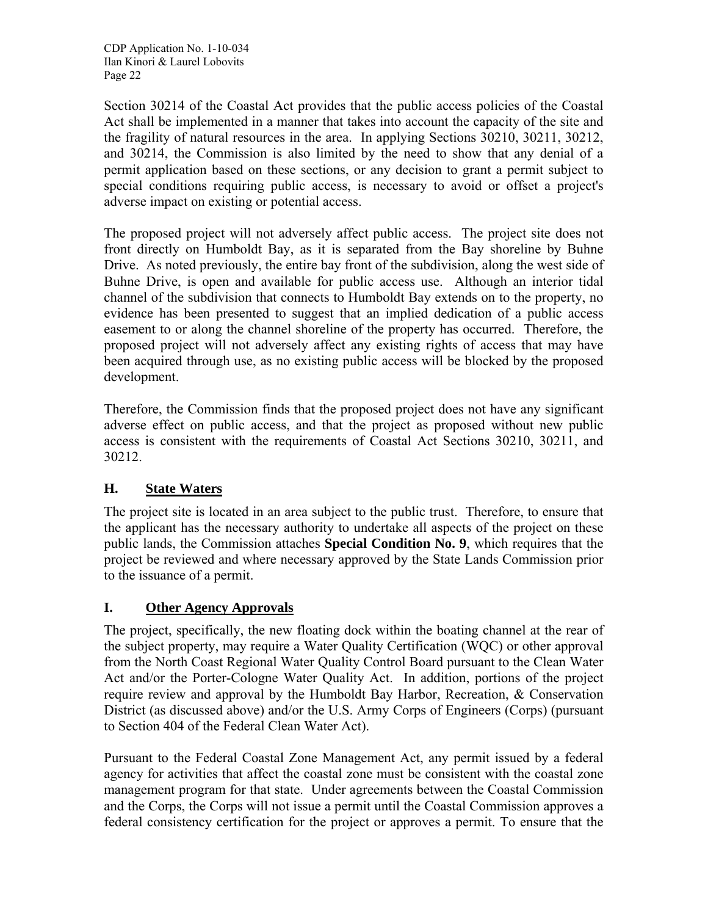Section 30214 of the Coastal Act provides that the public access policies of the Coastal Act shall be implemented in a manner that takes into account the capacity of the site and the fragility of natural resources in the area. In applying Sections 30210, 30211, 30212, and 30214, the Commission is also limited by the need to show that any denial of a permit application based on these sections, or any decision to grant a permit subject to special conditions requiring public access, is necessary to avoid or offset a project's adverse impact on existing or potential access.

The proposed project will not adversely affect public access. The project site does not front directly on Humboldt Bay, as it is separated from the Bay shoreline by Buhne Drive. As noted previously, the entire bay front of the subdivision, along the west side of Buhne Drive, is open and available for public access use. Although an interior tidal channel of the subdivision that connects to Humboldt Bay extends on to the property, no evidence has been presented to suggest that an implied dedication of a public access easement to or along the channel shoreline of the property has occurred. Therefore, the proposed project will not adversely affect any existing rights of access that may have been acquired through use, as no existing public access will be blocked by the proposed development.

Therefore, the Commission finds that the proposed project does not have any significant adverse effect on public access, and that the project as proposed without new public access is consistent with the requirements of Coastal Act Sections 30210, 30211, and 30212.

## H. State Waters

The project site is located in an area subject to the public trust. Therefore, to ensure that the applicant has the necessary authority to undertake all aspects of the project on these public lands, the Commission attaches **Special Condition No. 9**, which requires that the project be reviewed and where necessary approved by the State Lands Commission prior to the issuance of a permit.

## I. Other Agency Approvals

The project, specifically, the new floating dock within the boating channel at the rear of the subject property, may require a Water Quality Certification (WQC) or other approval from the North Coast Regional Water Quality Control Board pursuant to the Clean Water Act and/or the Porter-Cologne Water Quality Act. In addition, portions of the project require review and approval by the Humboldt Bay Harbor, Recreation, & Conservation District (as discussed above) and/or the U.S. Army Corps of Engineers (Corps) (pursuant to Section 404 of the Federal Clean Water Act).

Pursuant to the Federal Coastal Zone Management Act, any permit issued by a federal agency for activities that affect the coastal zone must be consistent with the coastal zone management program for that state. Under agreements between the Coastal Commission and the Corps, the Corps will not issue a permit until the Coastal Commission approves a federal consistency certification for the project or approves a permit. To ensure that the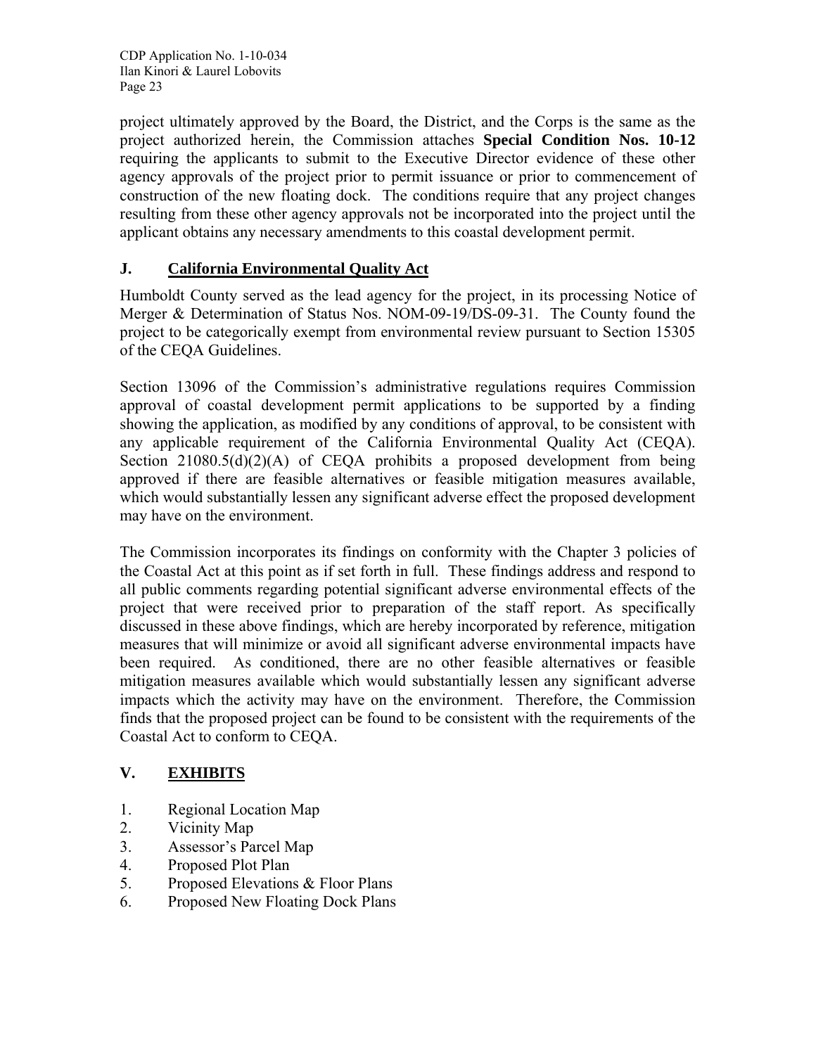project ultimately approved by the Board, the District, and the Corps is the same as the project authorized herein, the Commission attaches **Special Condition Nos. 10-12** requiring the applicants to submit to the Executive Director evidence of these other agency approvals of the project prior to permit issuance or prior to commencement of construction of the new floating dock. The conditions require that any project changes resulting from these other agency approvals not be incorporated into the project until the applicant obtains any necessary amendments to this coastal development permit.

## J. California Environmental Quality Act

Humboldt County served as the lead agency for the project, in its processing Notice of Merger & Determination of Status Nos. NOM-09-19/DS-09-31. The County found the project to be categorically exempt from environmental review pursuant to Section 15305 of the CEQA Guidelines.

Section 13096 of the Commission's administrative regulations requires Commission approval of coastal development permit applications to be supported by a finding showing the application, as modified by any conditions of approval, to be consistent with any applicable requirement of the California Environmental Quality Act (CEQA). Section 21080.5(d)(2)(A) of CEQA prohibits a proposed development from being approved if there are feasible alternatives or feasible mitigation measures available, which would substantially lessen any significant adverse effect the proposed development may have on the environment.

The Commission incorporates its findings on conformity with the Chapter 3 policies of the Coastal Act at this point as if set forth in full. These findings address and respond to all public comments regarding potential significant adverse environmental effects of the project that were received prior to preparation of the staff report. As specifically discussed in these above findings, which are hereby incorporated by reference, mitigation measures that will minimize or avoid all significant adverse environmental impacts have been required. As conditioned, there are no other feasible alternatives or feasible mitigation measures available which would substantially lessen any significant adverse impacts which the activity may have on the environment. Therefore, the Commission finds that the proposed project can be found to be consistent with the requirements of the Coastal Act to conform to CEQA.

# V. EXHIBITS

1. Regional Location Map
2. Vicinity Map
3. Assessor's Parcel Map
4. Proposed Plot Plan
5. Proposed Elevations & Floor Plans
6. Proposed New Floating Dock Plans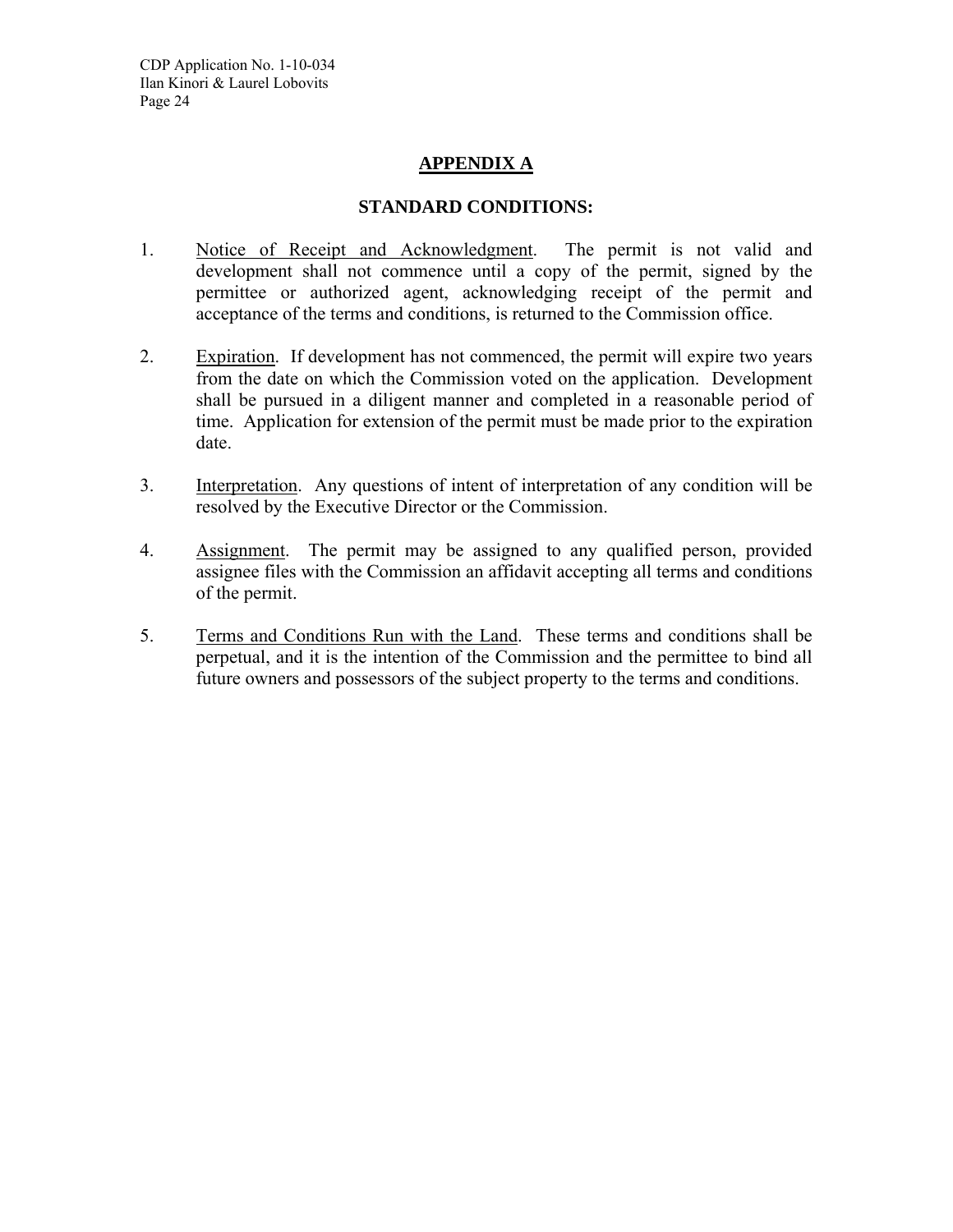# APPENDIX A

## STANDARD CONDITIONS:

1. Notice of Receipt and Acknowledgment. The permit is not valid and development shall not commence until a copy of the permit, signed by the permittee or authorized agent, acknowledging receipt of the permit and acceptance of the terms and conditions, is returned to the Commission office.

2. Expiration. If development has not commenced, the permit will expire two years from the date on which the Commission voted on the application. Development shall be pursued in a diligent manner and completed in a reasonable period of time. Application for extension of the permit must be made prior to the expiration date.

3. Interpretation. Any questions of intent of interpretation of any condition will be resolved by the Executive Director or the Commission.

4. Assignment. The permit may be assigned to any qualified person, provided assignee files with the Commission an affidavit accepting all terms and conditions of the permit.

5. Terms and Conditions Run with the Land. These terms and conditions shall be perpetual, and it is the intention of the Commission and the permittee to bind all future owners and possessors of the subject property to the terms and conditions.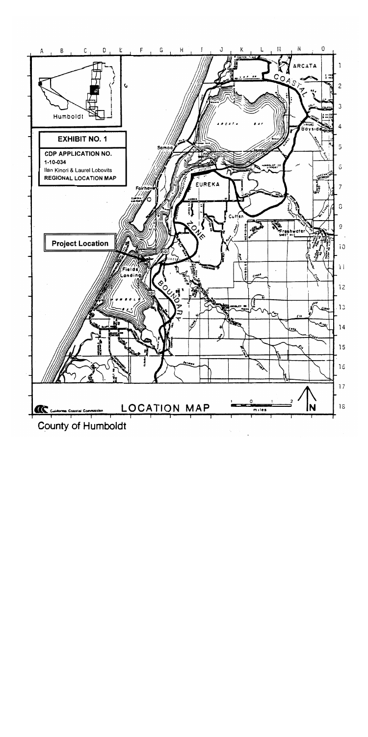**EXHIBIT NO. 1**

**CDP APPLICATION NO.**
1-10-034
Ilan Kinori & Laurel Lobovits
**REGIONAL LOCATION MAP**

**Project Location**

LOCATION MAP

County of Humboldt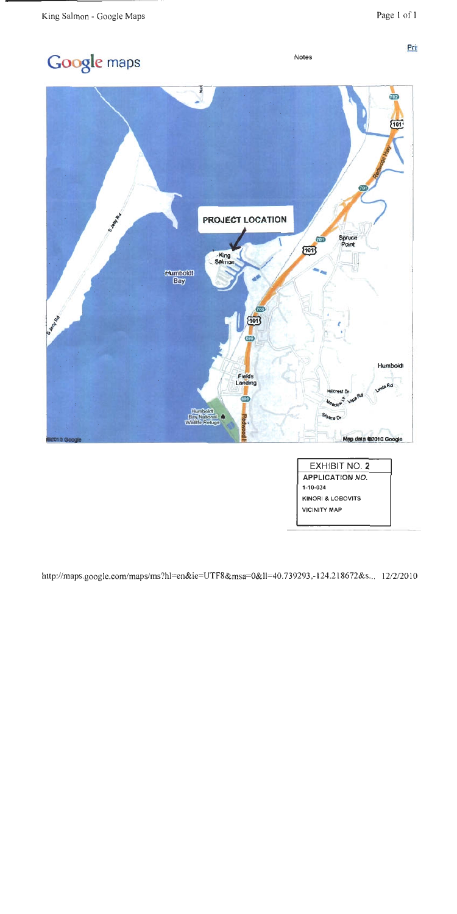# Google maps

Notes

PROJECT LOCATION

King Salmon

Humboldt Bay

Spruce Point

Fields Landing

Humboldt Bay National Wildlife Refuge

Humboldt

Map data ©2010 Google

| EXHIBIT NO. 2 |
|---|
| APPLICATION NO. |
| 1-10-034 |
| KINORI & LOBOVITS |
| VICINITY MAP |

http://maps.google.com/maps/ms?hl=en&ie=UTF8&msa=0&ll=40.739293,-124.218672&s... 12/2/2010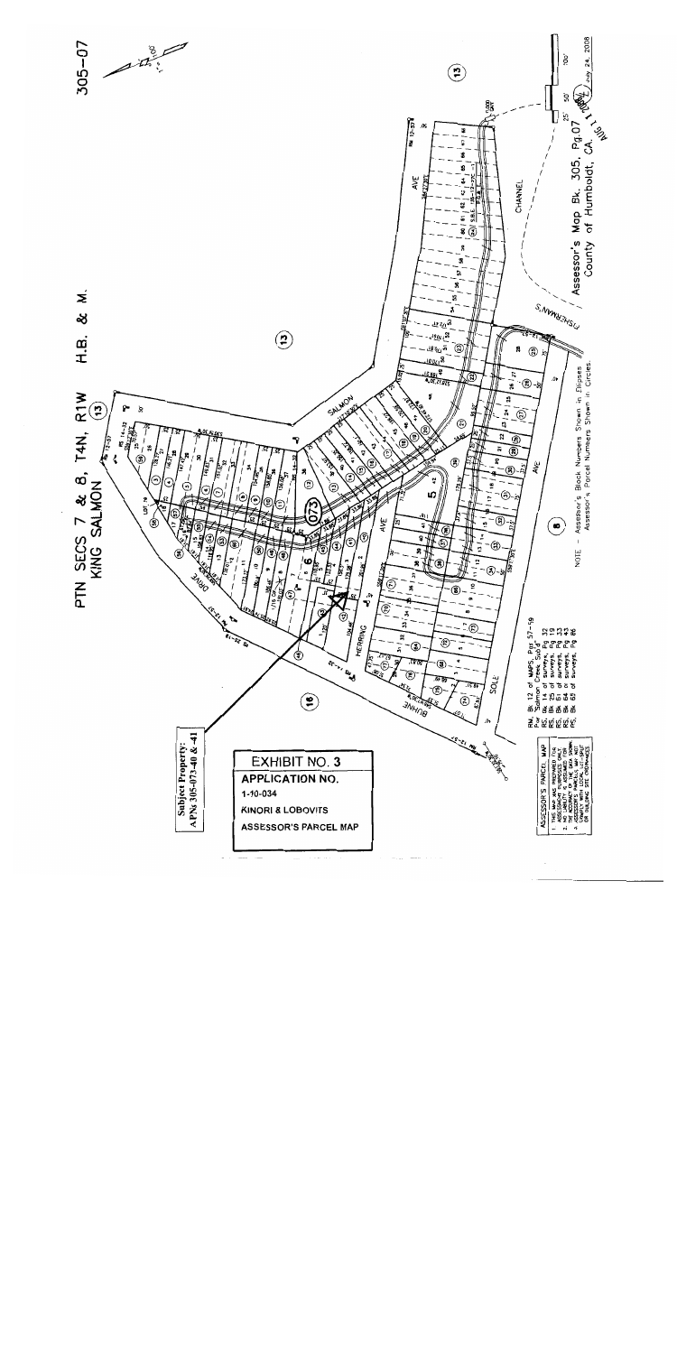# PTN SECS 7 & 8, T4N, R1W H.B. & M.

## KING SALMON

305-07

**Subject Property: APNs 305-073-40 & -41**

**EXHIBIT NO. 3**

**APPLICATION NO.**

1-10-034

KINORI & LOBOVITS

ASSESSOR'S PARCEL MAP

NOTE - Assessor's Block Numbers Shown in Ellipses
Assessor's Parcel Numbers Shown in Circles.

Assessor's Map Bk. 305, Pg.07
County of Humboldt, CA.

July 24, 2008

RM. Bk. 12 of MAPS, Pgs 57-59
For "Salmon Creek Sub'd"
RS. Bk. 14 of Surveys, Pg 32
RS. Bk. 25 of Surveys, Pg 13
RS. Bk. 61 of Surveys, Pg 33
RS. Bk. 64 of Surveys, Pg 43
RS. Bk. 65 of Surveys, Pg 86

ASSESSOR'S PARCEL MAP
1. THIS MAP WAS PREPARED FOR ASSESSMENT PURPOSES ONLY.
2. NO LIABILITY IS ASSUMED FOR THE ACCURACY OF THE DATA SHOWN. ASSESSOR'S PARCELS MAY NOT COMPLY WITH LOCAL LOT SPLIT OR BUILDING SITE ORDINANCES.

SALMON AVE
HERRING AVE
SOLE AVE
BUHNE DRIVE
FISHERMAN'S CHANNEL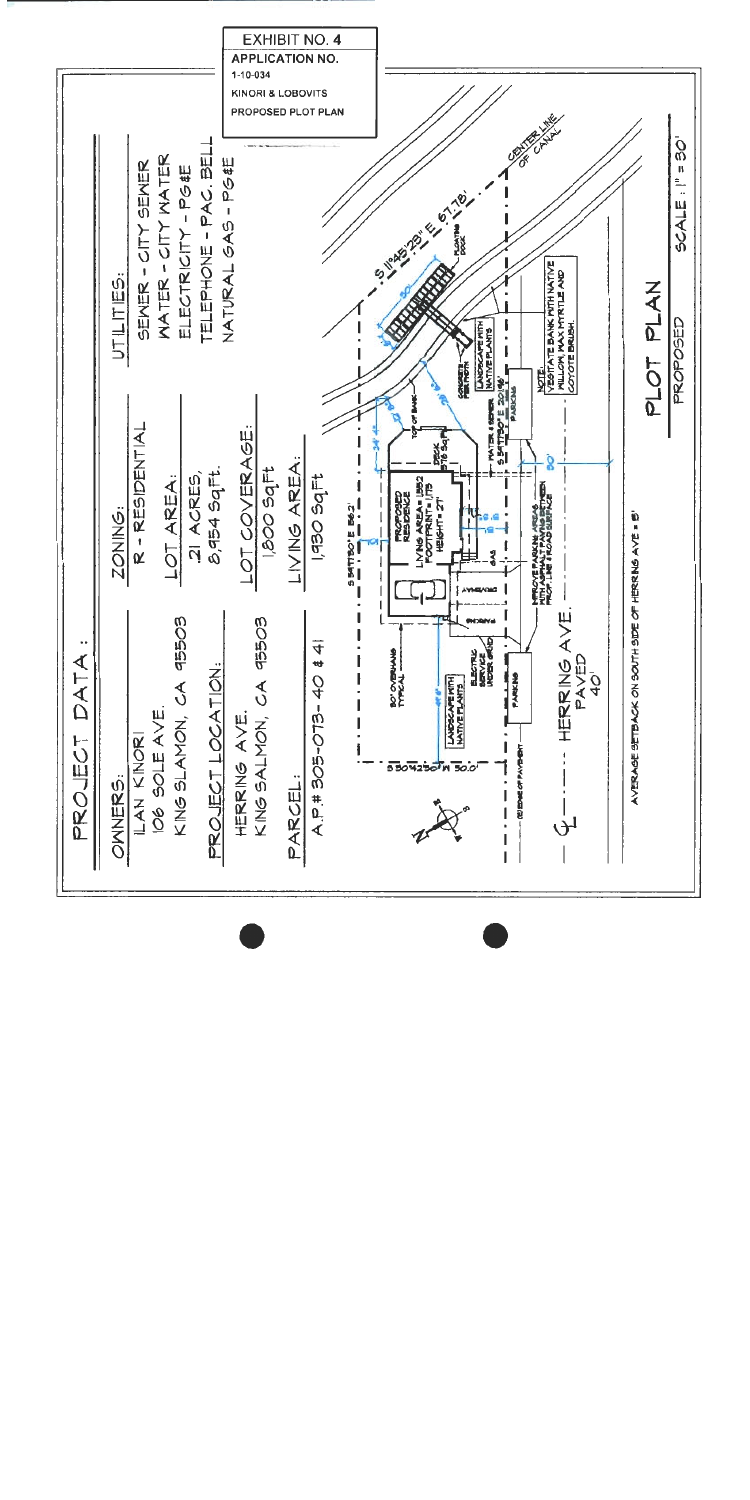EXHIBIT NO. 4

APPLICATION NO. 1-10-034

KINORI & LOBOVITS

PROPOSED PLOT PLAN

## PROJECT DATA:

**OWNERS:**
ILAN KINORI
106 SOLE AVE.
KING SLAMON, CA 95503

**PROJECT LOCATION:**
HERRING AVE.
KING SALMON, CA 95503

**PARCEL:**
A.P.# 305-073-40 & 41

**ZONING:**
R - RESIDENTIAL

**LOT AREA:**
.21 ACRES,
8,954 Sq.Ft.

**LOT COVERAGE:**
1,800 Sq.Ft.

**LIVING AREA:**
1,930 Sq.Ft.

**UTILITIES:**
SEWER - CITY SEWER
WATER - CITY WATER
ELECTRICITY - PG&E
TELEPHONE - PAC. BELL
NATURAL GAS - PG&E

S 11°45'23" E 67.78'

CENTER LINE OF CANAL

FLOATING DOCK

TOP OF BANK

DECK 576 Sq.Ft.

PROPOSED RESIDENCE
LIVING AREA = 1852
FOOTPRINT = 1175
HEIGHT = 27'

CONCRETE FOOTPATH

LANDSCAPE WITH NATIVE PLANTS

WATER & SEWER

S 54°11'30" E 201.46'

PARKING

NOTE: VEGITATE BANK WITH NATIVE WILLOW, WAX MYRTLE AND COYOTE BRUSH.

S 54°11'30" E 56.2'

GAS

DRIVEWAY

PARKING

30" OVERHANG TYPICAL

ELECTRIC SERVICE UNDER GRND

LANDSCAPE WITH NATIVE PLANTS

IMPROVE PARKING AREA & WITH ASPHALT PAVING BETWEEN PROP. LINE & ROAD SURFACE

S 30°42'30" W 50.0'

EDGE OF PAVEMENT

HERRING AVE.
PAVED
40'

AVERAGE SETBACK ON SOUTH SIDE OF HERRING AVE = 8'

## PLOT PLAN

PROPOSED

SCALE : 1" = 30'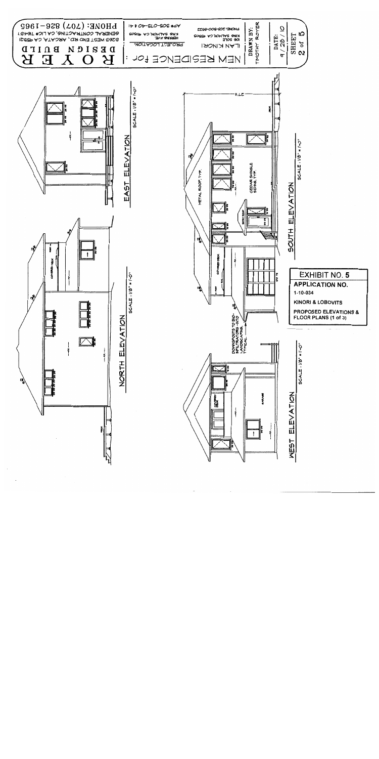# ROYER DESIGN BUILD

PHONE: (707) 826-1965

GENERAL CONTRACTING, CA LIC# 716451

8263 WEST END RD., ARCATA, CA 95521

NEW RESIDENCE for: ILAN KINORI

PROJECT LOCATION: APN# 305-013-40 & 41, HERRING AVE, KING SALMON CA 95503

ILAN KINORI, 100 SOLE, KING SALMON CA 95503, PHONE: 305-000-8522

DRAWN BY: TIMOTHY ROYER

DATE: 9/28/10

SHEET 2 of 5

EAST ELEVATION — SCALE: 1/8" = 1'-0"

NORTH ELEVATION — SCALE: 1/8" = 1'-0"

SOUTH ELEVATION — SCALE: 1/8" = 1'-0"

METAL ROOF, TYP.

CEDAR SHINGLE SIDING, TYP.

COVERED DECK

ENTRY ROOF

DECK

DOWNSPOUTS TO BIO-INFILTRATORS INTO LANDSCAPING, TYPICAL

WEST ELEVATION — SCALE: 1/8" = 1'-0"

GARAGE

COVERED DECK

**EXHIBIT NO. 5**

**APPLICATION NO.**

1-10-034

KINORI & LOBOVITS

PROPOSED ELEVATIONS & FLOOR PLANS (1 of 3)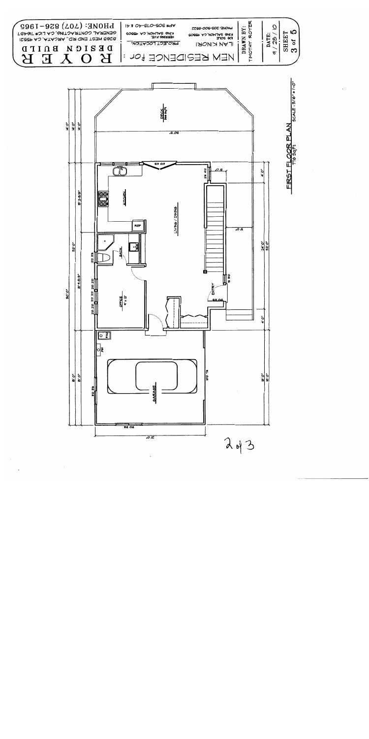# ROYER DESIGN BUILD

8363 WEST END RD., ARCATA, CA 95521
GENERAL CONTRACTING, CA LIC# 716487
PHONE: (707) 826-1965

NEW RESIDENCE for :

ILAN KINORI
100 SOLE
KING SALMON, CA 95503
PHONE: 303-500-0522

PROJECT LOCATION:
HERRING AVE.
KING SALMON, CA 95503
AP# 305-013-40 & 41

DRAWN BY: TIMOTHY ROYER

DATE: 9 / 28 / 10

SHEET 3 of 5

## FIRST FLOOR PLAN

716 SqFt

SCALE : 3/16" = 1'-0"

DECK 348 SqFt

KITCHEN

LIVING / DINING

BATH

OFFICE 9' x 12'

ENTRY

GARAGE

REF

FAU

WH

14'-0"

15'-2-5/8"

8'-4-5/8"

32'-0"

50'-0"

18'-0"

4'-0"

24'-0"

4'-0"

26'-0"

9'-0"

21'-0"

2 of 3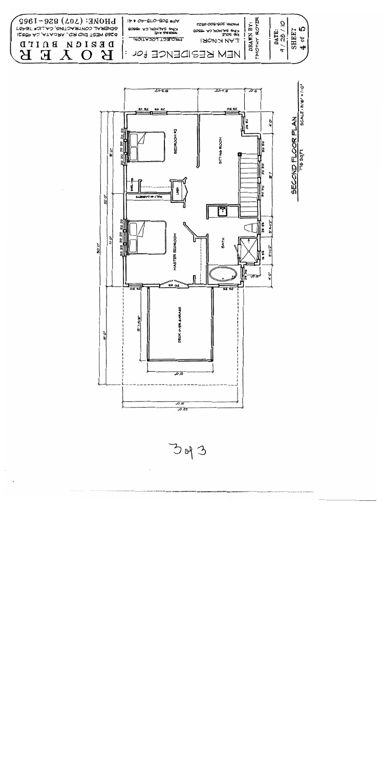# ROYER DESIGN BUILD

GENERAL CONTRACTING, CA LIC #716871
6268 WEST END RD., ARCATA, CA 95521
PHONE: (707) 826-1965

NEW RESIDENCE for: LAN KNORI

PHONE: 305-500-6822
KING SALMON, CA 95503

PROJECT LOCATION:
KING SALMON, CA 95503

APN 305-013-40 & 41

DRAWN BY: TIMOTHY ROYER

DATE: 9/28/10

SHEET 4 of 5

## SECOND FLOOR PLAN

716 Sq.Ft.

SCALE: 3/16" = 1'-0"

BEDROOM #2

SITTING ROOM

LINEN

BUILT-IN CABINETS

SHELVES

MASTER BEDROOM

BATH

DECK OVER GARAGE

50'-0"

32'-0"

17'-0"

18'-0"

31'-0"

33'-0"

3 of 3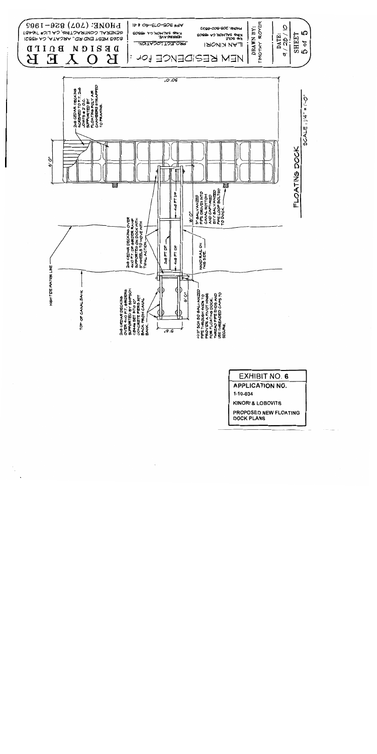**ROYER DESIGN BUILD**

GENERAL CONTRACTING, CA LIC# 764481

8269 WEST END RD., ARCATA, CA 95521

PHONE: (707) 826-1965

NEW RESIDENCE FOR:

ILAN KINORI

ⅭⅤ 6015
KING SALMON, CA 95503
PHONE: 305-600-6832

PROJECT LOCATION:

HERRING AVE.
KING SALMON, CA 95503
APN 305-073-40 & 41

DRAWN BY: TIMOTHY ROYER

DATE: 9/28/10

SHEET 5 of 5

30'0"

6'0"

2x8 CEDAR DECKING SCREWED TO P.T. 2x8 JOISTS @ 2' O.C. SUPPORTED BY FLOATING POLY AIR CHAMBERS STRAPPED TO FRAMING.

2x8 CEDAR DECKING OVER 4x8 P.T. DF GIRDER RAMP SUPPORTED ON DOCK WITH 5" WHEELS TO MOVE WITH TIDAL ACTION.

4x8 PT DF

2x8 PT DF

4x8 PT DF

16'0"

5" GALVANIZED PIPE DRIVEN INTO CANAL BOTTOM AND CAPTURED BY 6" GALVANIZED PIPE LOOP BOLTED TO DOCK.

HAND RAIL ON THIS SIDE.

HIGH TIDE WATER LINE

TOP OF CANAL BANK

2x8 CEDAR DECKING OVER 4x10 P.T. GIRDERS SUPPORTED BY SIMPSON CB44 SET IN 10" CONCRETE PIERS SET BACK FROM CANAL BANK.

1-1/2" SCH 80 GALVANIZED PIPE THROUGH 4x10s TO PROVIDE A PIVOT HINGE FOR FLOATING DOCK. THREAD PIPE ENDS AND USE THREADED CAPS TO SECURE.

6'0"

9'6"

FLOATING DOCK

SCALE 1/4" = 1'-0"

EXHIBIT NO. 6

APPLICATION NO.

1-10-034

KINORI & LOBOVITS

PROPOSED NEW FLOATING DOCK PLANS